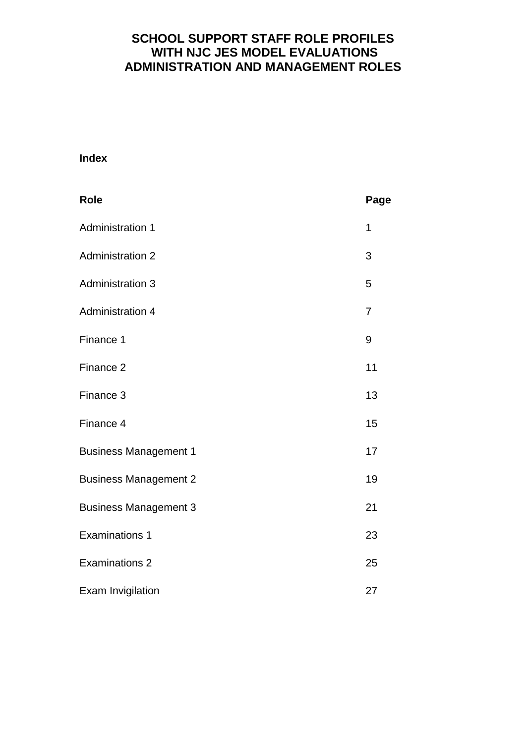# SCHOOL SUPPORT STAFF ROLE PROFILES WITH NJC JES MODEL EVALUATIONS ADMINISTRATION AND MANAGEMENT ROLES

**Index**

| **Role** | **Page** |
|---|---|
| Administration 1 | 1 |
| Administration 2 | 3 |
| Administration 3 | 5 |
| Administration 4 | 7 |
| Finance 1 | 9 |
| Finance 2 | 11 |
| Finance 3 | 13 |
| Finance 4 | 15 |
| Business Management 1 | 17 |
| Business Management 2 | 19 |
| Business Management 3 | 21 |
| Examinations 1 | 23 |
| Examinations 2 | 25 |
| Exam Invigilation | 27 |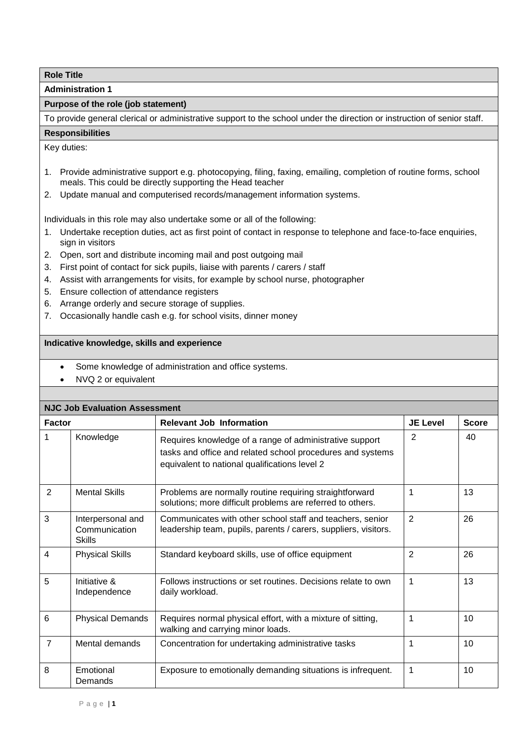**Role Title**

**Administration 1**

**Purpose of the role (job statement)**

To provide general clerical or administrative support to the school under the direction or instruction of senior staff.

**Responsibilities**

Key duties:

1. Provide administrative support e.g. photocopying, filing, faxing, emailing, completion of routine forms, school meals. This could be directly supporting the Head teacher
2. Update manual and computerised records/management information systems.

Individuals in this role may also undertake some or all of the following:

1. Undertake reception duties, act as first point of contact in response to telephone and face-to-face enquiries, sign in visitors
2. Open, sort and distribute incoming mail and post outgoing mail
3. First point of contact for sick pupils, liaise with parents / carers / staff
4. Assist with arrangements for visits, for example by school nurse, photographer
5. Ensure collection of attendance registers
6. Arrange orderly and secure storage of supplies.
7. Occasionally handle cash e.g. for school visits, dinner money

**Indicative knowledge, skills and experience**

- Some knowledge of administration and office systems.
- NVQ 2 or equivalent

**NJC Job Evaluation Assessment**

| Factor | | Relevant Job Information | JE Level | Score |
|---|---|---|---|---|
| 1 | Knowledge | Requires knowledge of a range of administrative support tasks and office and related school procedures and systems equivalent to national qualifications level 2 | 2 | 40 |
| 2 | Mental Skills | Problems are normally routine requiring straightforward solutions; more difficult problems are referred to others. | 1 | 13 |
| 3 | Interpersonal and Communication Skills | Communicates with other school staff and teachers, senior leadership team, pupils, parents / carers, suppliers, visitors. | 2 | 26 |
| 4 | Physical Skills | Standard keyboard skills, use of office equipment | 2 | 26 |
| 5 | Initiative & Independence | Follows instructions or set routines. Decisions relate to own daily workload. | 1 | 13 |
| 6 | Physical Demands | Requires normal physical effort, with a mixture of sitting, walking and carrying minor loads. | 1 | 10 |
| 7 | Mental demands | Concentration for undertaking administrative tasks | 1 | 10 |
| 8 | Emotional Demands | Exposure to emotionally demanding situations is infrequent. | 1 | 10 |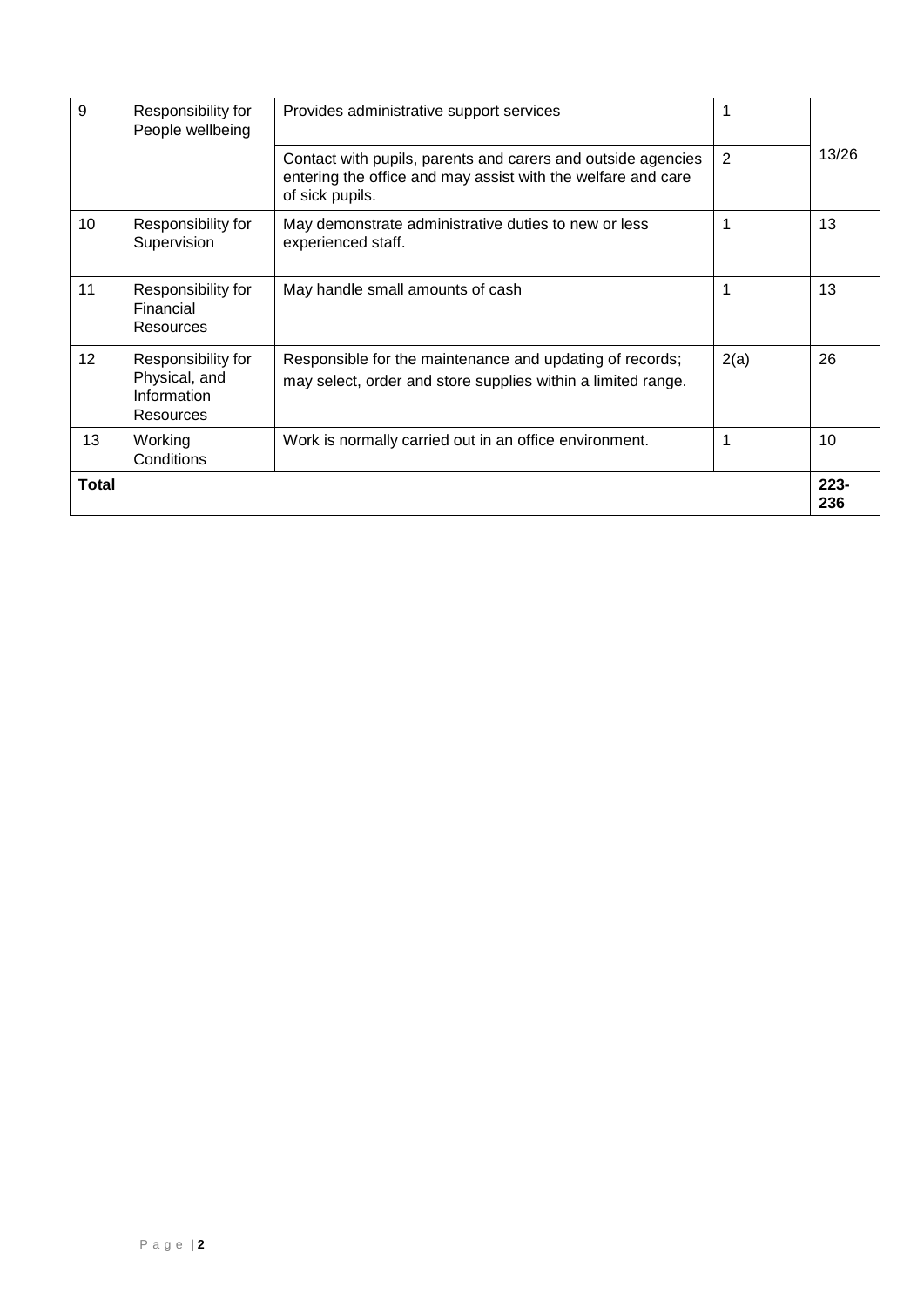| 9 | Responsibility for People wellbeing | Provides administrative support services | 1 | 13/26 |
|---|---|---|---|---|
| | | Contact with pupils, parents and carers and outside agencies entering the office and may assist with the welfare and care of sick pupils. | 2 | |
| 10 | Responsibility for Supervision | May demonstrate administrative duties to new or less experienced staff. | 1 | 13 |
| 11 | Responsibility for Financial Resources | May handle small amounts of cash | 1 | 13 |
| 12 | Responsibility for Physical, and Information Resources | Responsible for the maintenance and updating of records; may select, order and store supplies within a limited range. | 2(a) | 26 |
| 13 | Working Conditions | Work is normally carried out in an office environment. | 1 | 10 |
| **Total** | | | | **223-236** |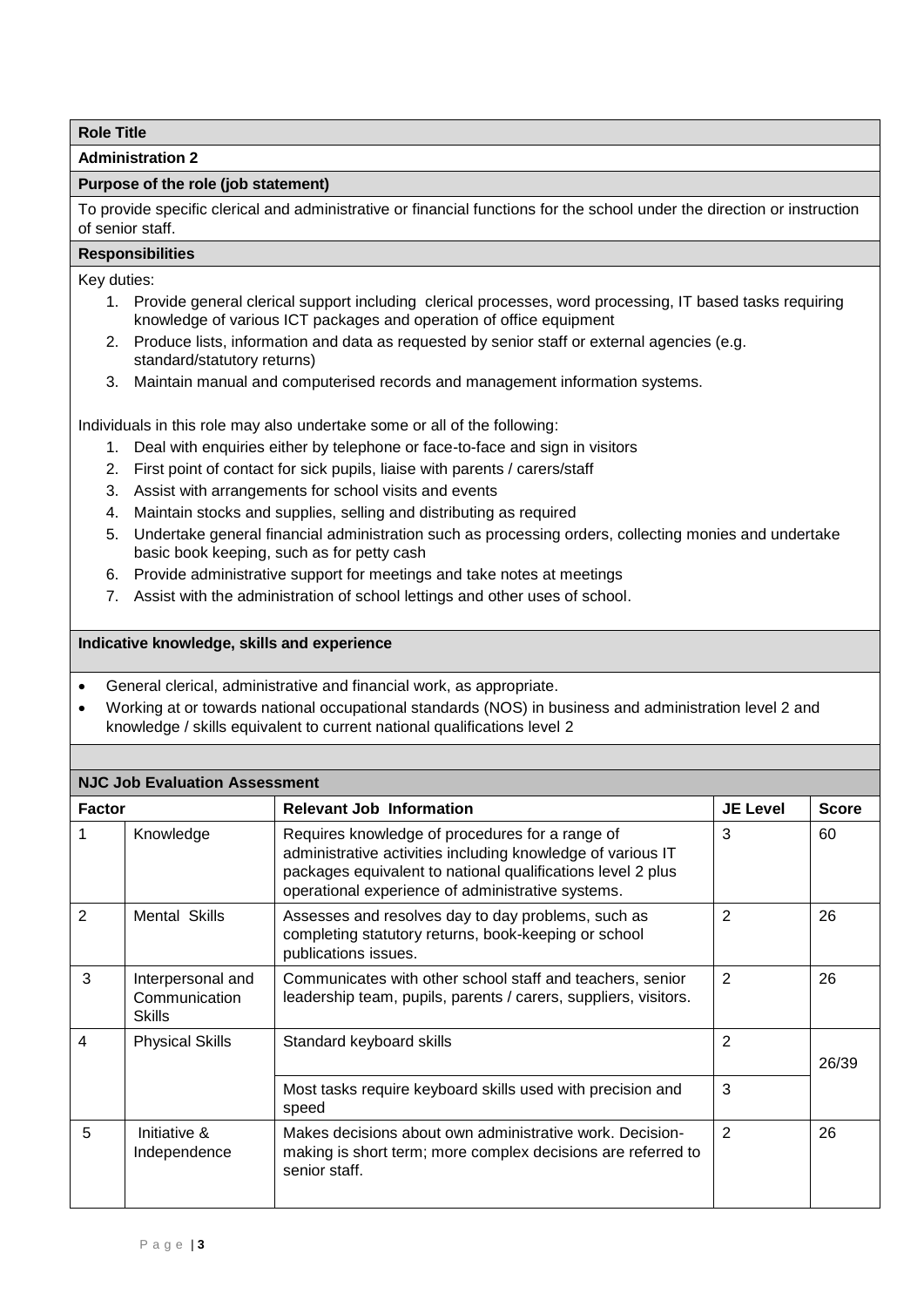**Role Title**

**Administration 2**

**Purpose of the role (job statement)**

To provide specific clerical and administrative or financial functions for the school under the direction or instruction of senior staff.

**Responsibilities**

Key duties:

1. Provide general clerical support including clerical processes, word processing, IT based tasks requiring knowledge of various ICT packages and operation of office equipment
2. Produce lists, information and data as requested by senior staff or external agencies (e.g. standard/statutory returns)
3. Maintain manual and computerised records and management information systems.

Individuals in this role may also undertake some or all of the following:

1. Deal with enquiries either by telephone or face-to-face and sign in visitors
2. First point of contact for sick pupils, liaise with parents / carers/staff
3. Assist with arrangements for school visits and events
4. Maintain stocks and supplies, selling and distributing as required
5. Undertake general financial administration such as processing orders, collecting monies and undertake basic book keeping, such as for petty cash
6. Provide administrative support for meetings and take notes at meetings
7. Assist with the administration of school lettings and other uses of school.

**Indicative knowledge, skills and experience**

- General clerical, administrative and financial work, as appropriate.
- Working at or towards national occupational standards (NOS) in business and administration level 2 and knowledge / skills equivalent to current national qualifications level 2

**NJC Job Evaluation Assessment**

| Factor | | Relevant Job Information | JE Level | Score |
|---|---|---|---|---|
| 1 | Knowledge | Requires knowledge of procedures for a range of administrative activities including knowledge of various IT packages equivalent to national qualifications level 2 plus operational experience of administrative systems. | 3 | 60 |
| 2 | Mental Skills | Assesses and resolves day to day problems, such as completing statutory returns, book-keeping or school publications issues. | 2 | 26 |
| 3 | Interpersonal and Communication Skills | Communicates with other school staff and teachers, senior leadership team, pupils, parents / carers, suppliers, visitors. | 2 | 26 |
| 4 | Physical Skills | Standard keyboard skills | 2 | 26/39 |
| | | Most tasks require keyboard skills used with precision and speed | 3 | |
| 5 | Initiative & Independence | Makes decisions about own administrative work. Decision-making is short term; more complex decisions are referred to senior staff. | 2 | 26 |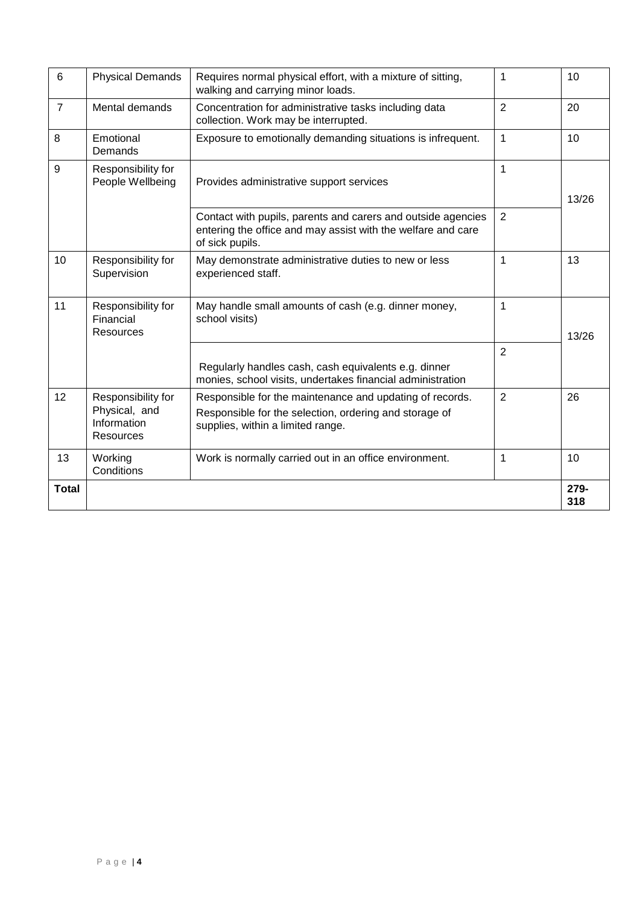| | | | | |
|---|---|---|---|---|
| 6 | Physical Demands | Requires normal physical effort, with a mixture of sitting, walking and carrying minor loads. | 1 | 10 |
| 7 | Mental demands | Concentration for administrative tasks including data collection. Work may be interrupted. | 2 | 20 |
| 8 | Emotional Demands | Exposure to emotionally demanding situations is infrequent. | 1 | 10 |
| 9 | Responsibility for People Wellbeing | Provides administrative support services | 1 | 13/26 |
| | | Contact with pupils, parents and carers and outside agencies entering the office and may assist with the welfare and care of sick pupils. | 2 | |
| 10 | Responsibility for Supervision | May demonstrate administrative duties to new or less experienced staff. | 1 | 13 |
| 11 | Responsibility for Financial Resources | May handle small amounts of cash (e.g. dinner money, school visits) | 1 | 13/26 |
| | | Regularly handles cash, cash equivalents e.g. dinner monies, school visits, undertakes financial administration | 2 | |
| 12 | Responsibility for Physical, and Information Resources | Responsible for the maintenance and updating of records. Responsible for the selection, ordering and storage of supplies, within a limited range. | 2 | 26 |
| 13 | Working Conditions | Work is normally carried out in an office environment. | 1 | 10 |
| **Total** | | | | **279-318** |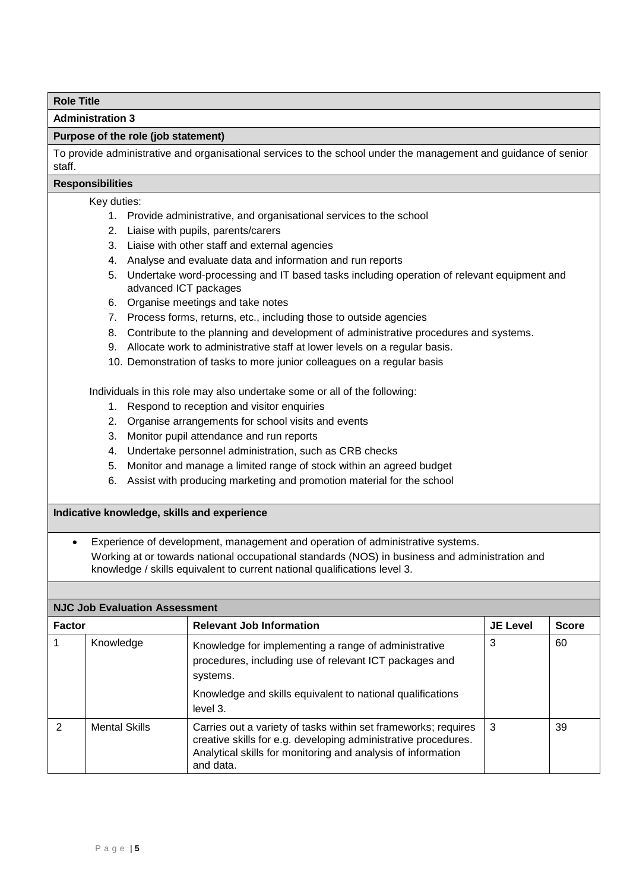**Role Title**

**Administration 3**

**Purpose of the role (job statement)**

To provide administrative and organisational services to the school under the management and guidance of senior staff.

**Responsibilities**

Key duties:

1. Provide administrative, and organisational services to the school
2. Liaise with pupils, parents/carers
3. Liaise with other staff and external agencies
4. Analyse and evaluate data and information and run reports
5. Undertake word-processing and IT based tasks including operation of relevant equipment and advanced ICT packages
6. Organise meetings and take notes
7. Process forms, returns, etc., including those to outside agencies
8. Contribute to the planning and development of administrative procedures and systems.
9. Allocate work to administrative staff at lower levels on a regular basis.
10. Demonstration of tasks to more junior colleagues on a regular basis

Individuals in this role may also undertake some or all of the following:

1. Respond to reception and visitor enquiries
2. Organise arrangements for school visits and events
3. Monitor pupil attendance and run reports
4. Undertake personnel administration, such as CRB checks
5. Monitor and manage a limited range of stock within an agreed budget
6. Assist with producing marketing and promotion material for the school

**Indicative knowledge, skills and experience**

- Experience of development, management and operation of administrative systems.
  Working at or towards national occupational standards (NOS) in business and administration and knowledge / skills equivalent to current national qualifications level 3.

**NJC Job Evaluation Assessment**

| Factor | | Relevant Job Information | JE Level | Score |
|---|---|---|---|---|
| 1 | Knowledge | Knowledge for implementing a range of administrative procedures, including use of relevant ICT packages and systems. Knowledge and skills equivalent to national qualifications level 3. | 3 | 60 |
| 2 | Mental Skills | Carries out a variety of tasks within set frameworks; requires creative skills for e.g. developing administrative procedures. Analytical skills for monitoring and analysis of information and data. | 3 | 39 |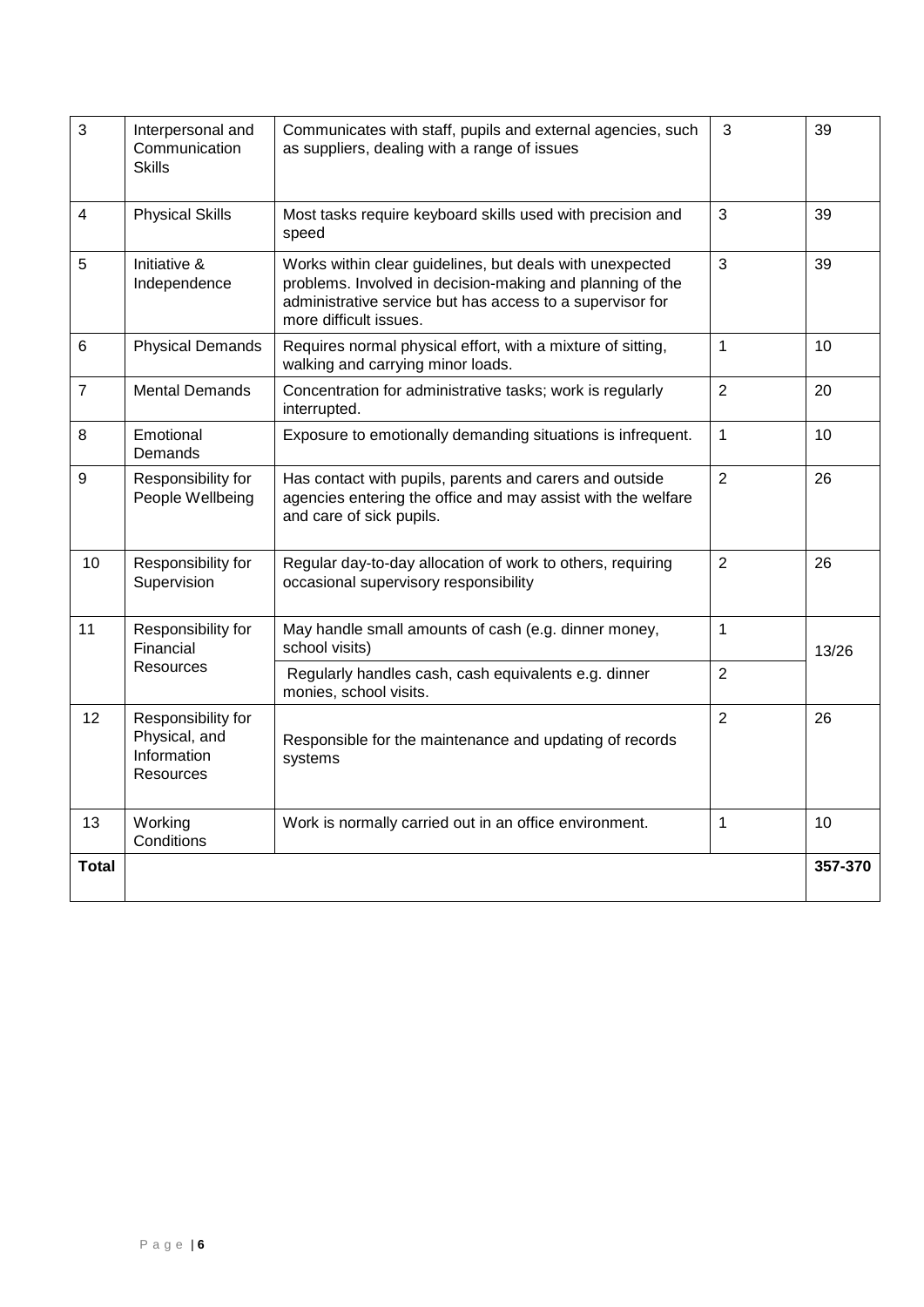| 3 | Interpersonal and Communication Skills | Communicates with staff, pupils and external agencies, such as suppliers, dealing with a range of issues | 3 | 39 |
|---|---|---|---|---|
| 4 | Physical Skills | Most tasks require keyboard skills used with precision and speed | 3 | 39 |
| 5 | Initiative & Independence | Works within clear guidelines, but deals with unexpected problems. Involved in decision-making and planning of the administrative service but has access to a supervisor for more difficult issues. | 3 | 39 |
| 6 | Physical Demands | Requires normal physical effort, with a mixture of sitting, walking and carrying minor loads. | 1 | 10 |
| 7 | Mental Demands | Concentration for administrative tasks; work is regularly interrupted. | 2 | 20 |
| 8 | Emotional Demands | Exposure to emotionally demanding situations is infrequent. | 1 | 10 |
| 9 | Responsibility for People Wellbeing | Has contact with pupils, parents and carers and outside agencies entering the office and may assist with the welfare and care of sick pupils. | 2 | 26 |
| 10 | Responsibility for Supervision | Regular day-to-day allocation of work to others, requiring occasional supervisory responsibility | 2 | 26 |
| 11 | Responsibility for Financial Resources | May handle small amounts of cash (e.g. dinner money, school visits) | 1 | 13/26 |
| | | Regularly handles cash, cash equivalents e.g. dinner monies, school visits. | 2 | |
| 12 | Responsibility for Physical, and Information Resources | Responsible for the maintenance and updating of records systems | 2 | 26 |
| 13 | Working Conditions | Work is normally carried out in an office environment. | 1 | 10 |
| **Total** | | | | **357-370** |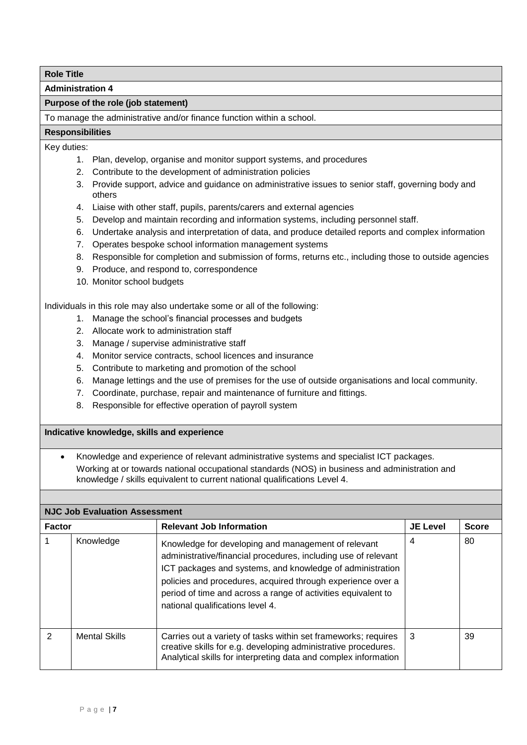**Role Title**

**Administration 4**

**Purpose of the role (job statement)**

To manage the administrative and/or finance function within a school.

**Responsibilities**

Key duties:

1. Plan, develop, organise and monitor support systems, and procedures
2. Contribute to the development of administration policies
3. Provide support, advice and guidance on administrative issues to senior staff, governing body and others
4. Liaise with other staff, pupils, parents/carers and external agencies
5. Develop and maintain recording and information systems, including personnel staff.
6. Undertake analysis and interpretation of data, and produce detailed reports and complex information
7. Operates bespoke school information management systems
8. Responsible for completion and submission of forms, returns etc., including those to outside agencies
9. Produce, and respond to, correspondence
10. Monitor school budgets

Individuals in this role may also undertake some or all of the following:

1. Manage the school's financial processes and budgets
2. Allocate work to administration staff
3. Manage / supervise administrative staff
4. Monitor service contracts, school licences and insurance
5. Contribute to marketing and promotion of the school
6. Manage lettings and the use of premises for the use of outside organisations and local community.
7. Coordinate, purchase, repair and maintenance of furniture and fittings.
8. Responsible for effective operation of payroll system

**Indicative knowledge, skills and experience**

- Knowledge and experience of relevant administrative systems and specialist ICT packages.
  Working at or towards national occupational standards (NOS) in business and administration and knowledge / skills equivalent to current national qualifications Level 4.

**NJC Job Evaluation Assessment**

| Factor | | Relevant Job Information | JE Level | Score |
|---|---|---|---|---|
| 1 | Knowledge | Knowledge for developing and management of relevant administrative/financial procedures, including use of relevant ICT packages and systems, and knowledge of administration policies and procedures, acquired through experience over a period of time and across a range of activities equivalent to national qualifications level 4. | 4 | 80 |
| 2 | Mental Skills | Carries out a variety of tasks within set frameworks; requires creative skills for e.g. developing administrative procedures. Analytical skills for interpreting data and complex information | 3 | 39 |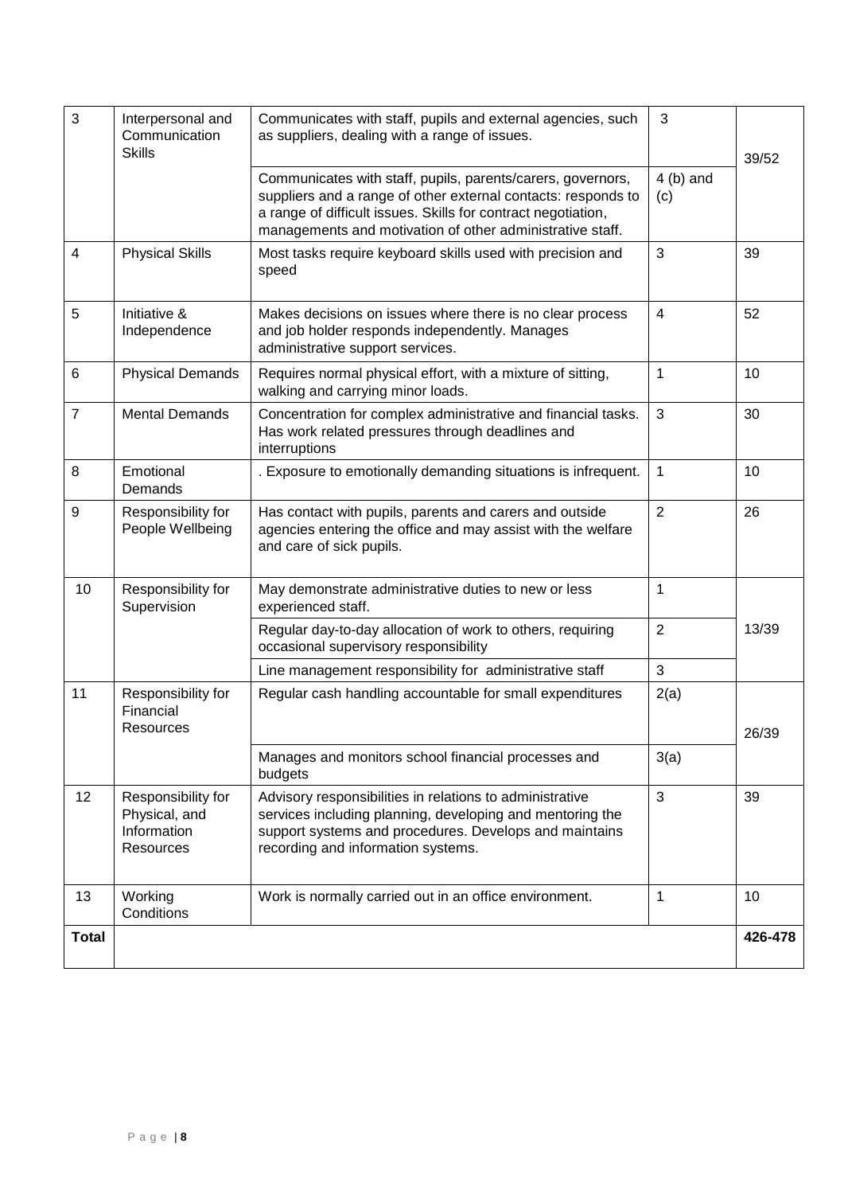| 3 | Interpersonal and Communication Skills | Communicates with staff, pupils and external agencies, such as suppliers, dealing with a range of issues. | 3 | 39/52 |
|---|---|---|---|---|
| | | Communicates with staff, pupils, parents/carers, governors, suppliers and a range of other external contacts: responds to a range of difficult issues. Skills for contract negotiation, managements and motivation of other administrative staff. | 4 (b) and (c) | |
| 4 | Physical Skills | Most tasks require keyboard skills used with precision and speed | 3 | 39 |
| 5 | Initiative & Independence | Makes decisions on issues where there is no clear process and job holder responds independently. Manages administrative support services. | 4 | 52 |
| 6 | Physical Demands | Requires normal physical effort, with a mixture of sitting, walking and carrying minor loads. | 1 | 10 |
| 7 | Mental Demands | Concentration for complex administrative and financial tasks. Has work related pressures through deadlines and interruptions | 3 | 30 |
| 8 | Emotional Demands | . Exposure to emotionally demanding situations is infrequent. | 1 | 10 |
| 9 | Responsibility for People Wellbeing | Has contact with pupils, parents and carers and outside agencies entering the office and may assist with the welfare and care of sick pupils. | 2 | 26 |
| 10 | Responsibility for Supervision | May demonstrate administrative duties to new or less experienced staff. | 1 | 13/39 |
| | | Regular day-to-day allocation of work to others, requiring occasional supervisory responsibility | 2 | |
| | | Line management responsibility for administrative staff | 3 | |
| 11 | Responsibility for Financial Resources | Regular cash handling accountable for small expenditures | 2(a) | 26/39 |
| | | Manages and monitors school financial processes and budgets | 3(a) | |
| 12 | Responsibility for Physical, and Information Resources | Advisory responsibilities in relations to administrative services including planning, developing and mentoring the support systems and procedures. Develops and maintains recording and information systems. | 3 | 39 |
| 13 | Working Conditions | Work is normally carried out in an office environment. | 1 | 10 |
| **Total** | | | | **426-478** |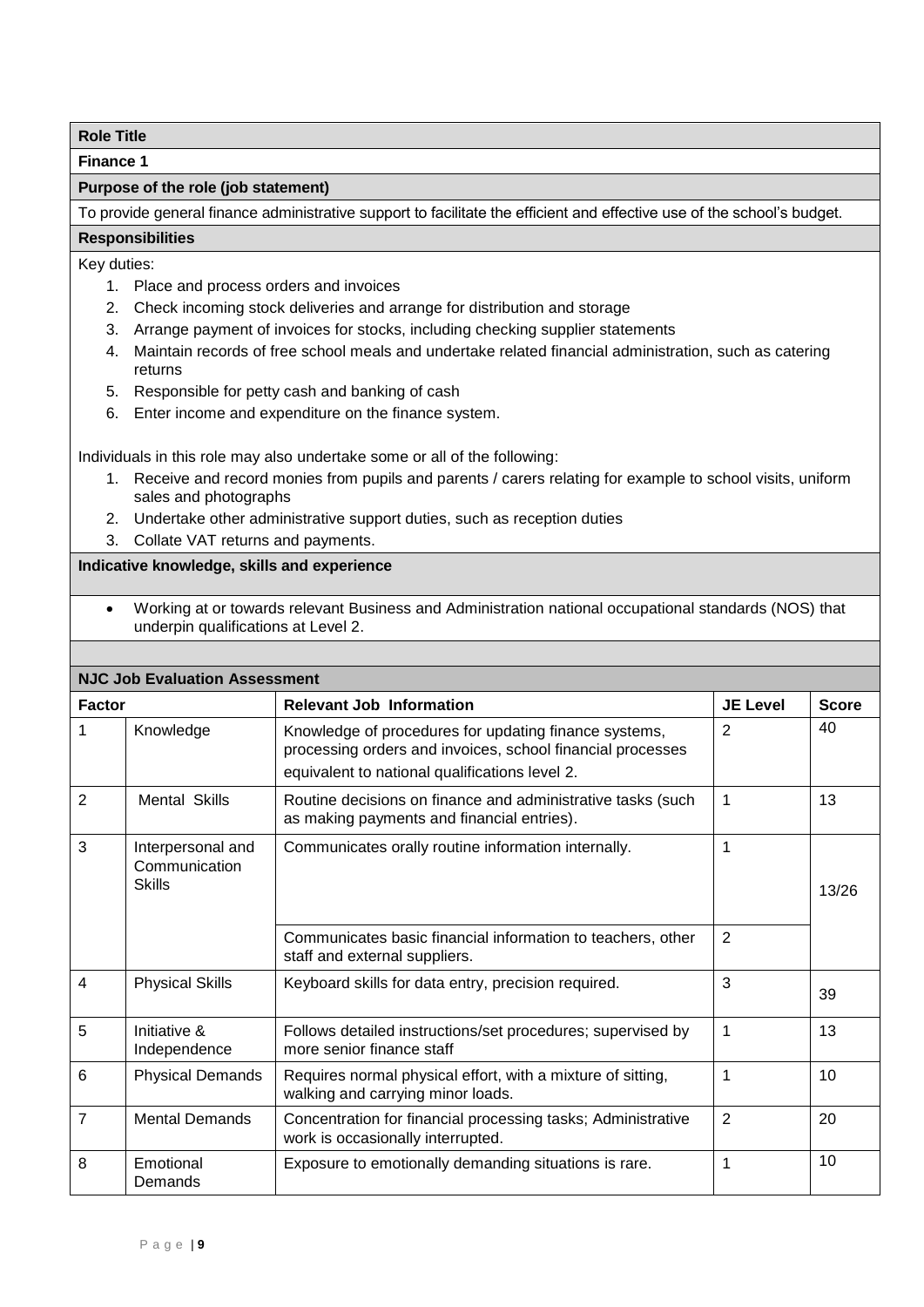**Role Title**

**Finance 1**

**Purpose of the role (job statement)**

To provide general finance administrative support to facilitate the efficient and effective use of the school's budget.

**Responsibilities**

Key duties:

1. Place and process orders and invoices
2. Check incoming stock deliveries and arrange for distribution and storage
3. Arrange payment of invoices for stocks, including checking supplier statements
4. Maintain records of free school meals and undertake related financial administration, such as catering returns
5. Responsible for petty cash and banking of cash
6. Enter income and expenditure on the finance system.

Individuals in this role may also undertake some or all of the following:

1. Receive and record monies from pupils and parents / carers relating for example to school visits, uniform sales and photographs
2. Undertake other administrative support duties, such as reception duties
3. Collate VAT returns and payments.

**Indicative knowledge, skills and experience**

- Working at or towards relevant Business and Administration national occupational standards (NOS) that underpin qualifications at Level 2.

**NJC Job Evaluation Assessment**

| Factor | | Relevant Job Information | JE Level | Score |
|---|---|---|---|---|
| 1 | Knowledge | Knowledge of procedures for updating finance systems, processing orders and invoices, school financial processes equivalent to national qualifications level 2. | 2 | 40 |
| 2 | Mental Skills | Routine decisions on finance and administrative tasks (such as making payments and financial entries). | 1 | 13 |
| 3 | Interpersonal and Communication Skills | Communicates orally routine information internally. | 1 | 13/26 |
| | | Communicates basic financial information to teachers, other staff and external suppliers. | 2 | |
| 4 | Physical Skills | Keyboard skills for data entry, precision required. | 3 | 39 |
| 5 | Initiative & Independence | Follows detailed instructions/set procedures; supervised by more senior finance staff | 1 | 13 |
| 6 | Physical Demands | Requires normal physical effort, with a mixture of sitting, walking and carrying minor loads. | 1 | 10 |
| 7 | Mental Demands | Concentration for financial processing tasks; Administrative work is occasionally interrupted. | 2 | 20 |
| 8 | Emotional Demands | Exposure to emotionally demanding situations is rare. | 1 | 10 |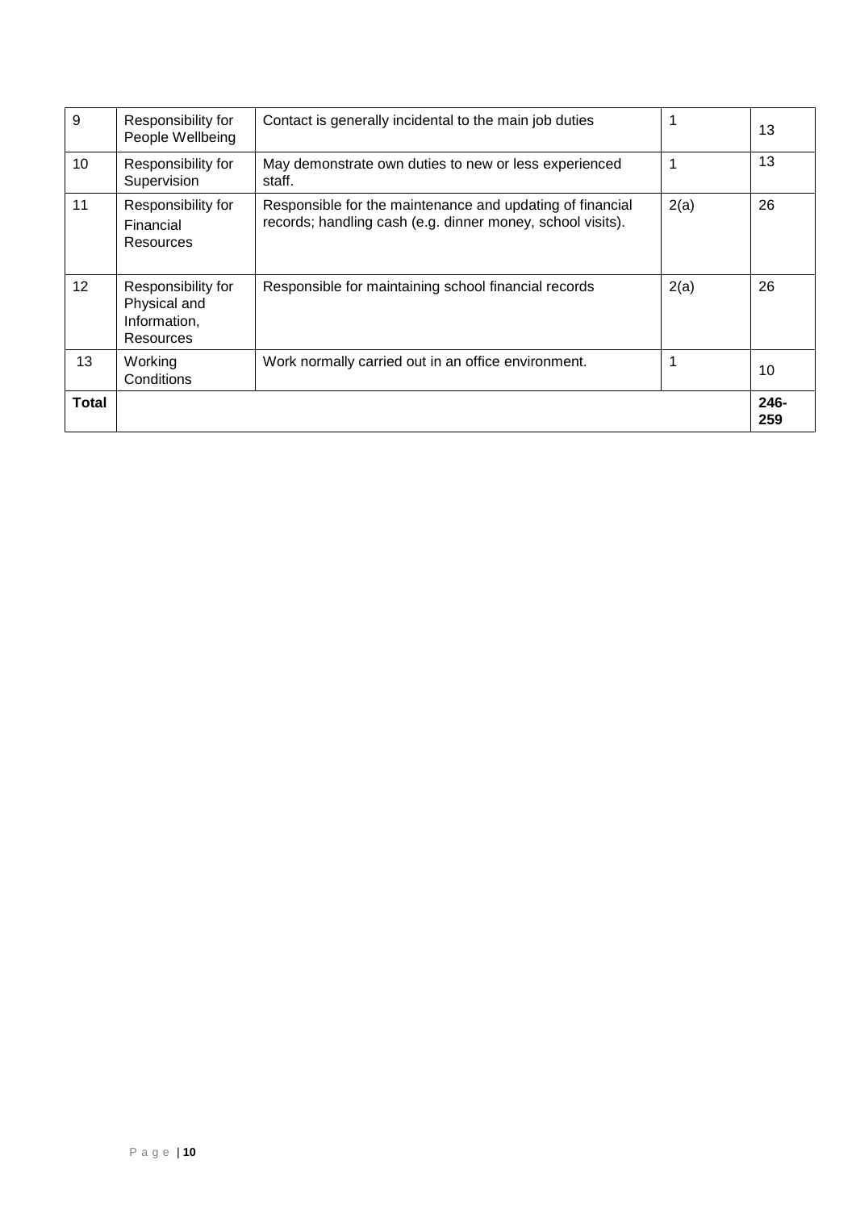| 9 | Responsibility for People Wellbeing | Contact is generally incidental to the main job duties | 1 | 13 |
|---|---|---|---|---|
| 10 | Responsibility for Supervision | May demonstrate own duties to new or less experienced staff. | 1 | 13 |
| 11 | Responsibility for Financial Resources | Responsible for the maintenance and updating of financial records; handling cash (e.g. dinner money, school visits). | 2(a) | 26 |
| 12 | Responsibility for Physical and Information, Resources | Responsible for maintaining school financial records | 2(a) | 26 |
| 13 | Working Conditions | Work normally carried out in an office environment. | 1 | 10 |
| **Total** | | | | **246-259** |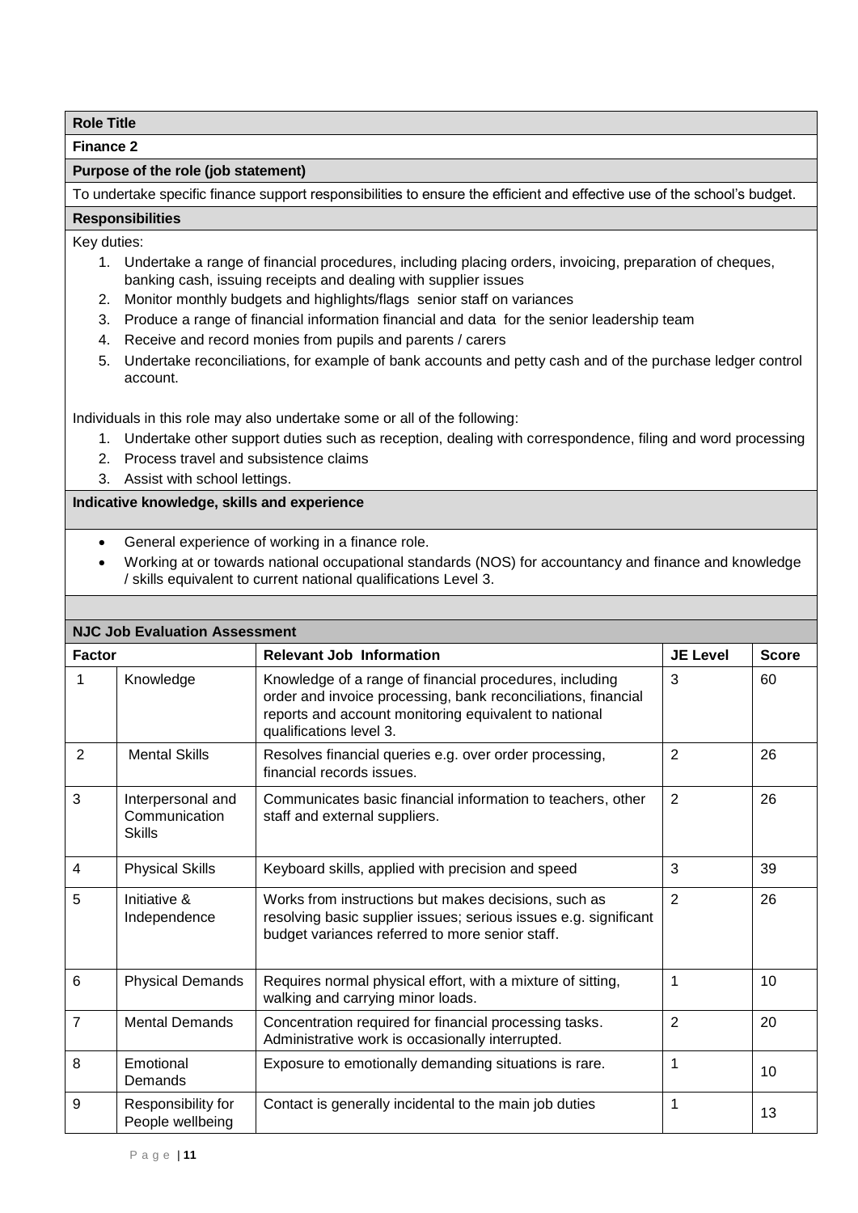**Role Title**

**Finance 2**

**Purpose of the role (job statement)**

To undertake specific finance support responsibilities to ensure the efficient and effective use of the school's budget.

**Responsibilities**

Key duties:

1. Undertake a range of financial procedures, including placing orders, invoicing, preparation of cheques, banking cash, issuing receipts and dealing with supplier issues
2. Monitor monthly budgets and highlights/flags senior staff on variances
3. Produce a range of financial information financial and data for the senior leadership team
4. Receive and record monies from pupils and parents / carers
5. Undertake reconciliations, for example of bank accounts and petty cash and of the purchase ledger control account.

Individuals in this role may also undertake some or all of the following:

1. Undertake other support duties such as reception, dealing with correspondence, filing and word processing
2. Process travel and subsistence claims
3. Assist with school lettings.

**Indicative knowledge, skills and experience**

- General experience of working in a finance role.
- Working at or towards national occupational standards (NOS) for accountancy and finance and knowledge / skills equivalent to current national qualifications Level 3.

**NJC Job Evaluation Assessment**

| Factor | | Relevant Job Information | JE Level | Score |
|---|---|---|---|---|
| 1 | Knowledge | Knowledge of a range of financial procedures, including order and invoice processing, bank reconciliations, financial reports and account monitoring equivalent to national qualifications level 3. | 3 | 60 |
| 2 | Mental Skills | Resolves financial queries e.g. over order processing, financial records issues. | 2 | 26 |
| 3 | Interpersonal and Communication Skills | Communicates basic financial information to teachers, other staff and external suppliers. | 2 | 26 |
| 4 | Physical Skills | Keyboard skills, applied with precision and speed | 3 | 39 |
| 5 | Initiative & Independence | Works from instructions but makes decisions, such as resolving basic supplier issues; serious issues e.g. significant budget variances referred to more senior staff. | 2 | 26 |
| 6 | Physical Demands | Requires normal physical effort, with a mixture of sitting, walking and carrying minor loads. | 1 | 10 |
| 7 | Mental Demands | Concentration required for financial processing tasks. Administrative work is occasionally interrupted. | 2 | 20 |
| 8 | Emotional Demands | Exposure to emotionally demanding situations is rare. | 1 | 10 |
| 9 | Responsibility for People wellbeing | Contact is generally incidental to the main job duties | 1 | 13 |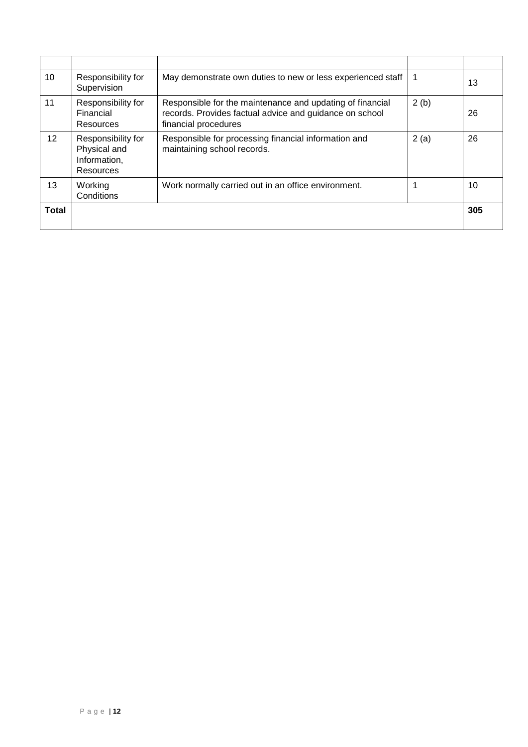| | | | | |
|---|---|---|---|---|
| 10 | Responsibility for Supervision | May demonstrate own duties to new or less experienced staff | 1 | 13 |
| 11 | Responsibility for Financial Resources | Responsible for the maintenance and updating of financial records. Provides factual advice and guidance on school financial procedures | 2 (b) | 26 |
| 12 | Responsibility for Physical and Information, Resources | Responsible for processing financial information and maintaining school records. | 2 (a) | 26 |
| 13 | Working Conditions | Work normally carried out in an office environment. | 1 | 10 |
| **Total** | | | | **305** |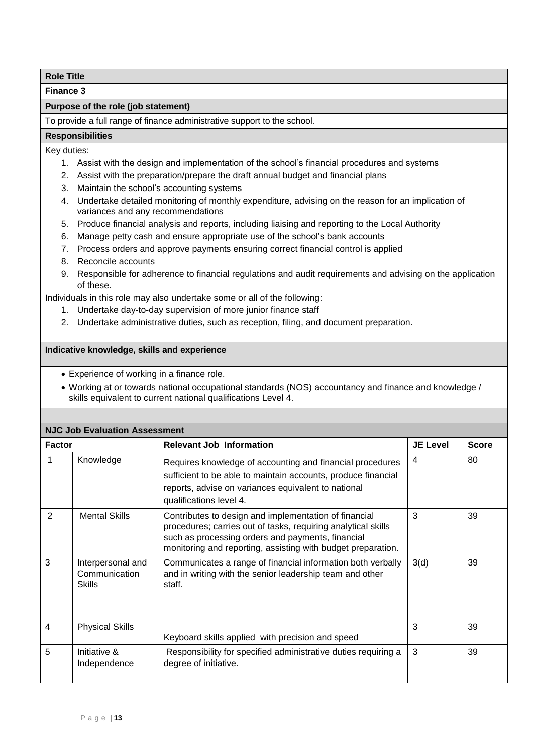**Role Title**

**Finance 3**

**Purpose of the role (job statement)**

To provide a full range of finance administrative support to the school.

**Responsibilities**

Key duties:

1. Assist with the design and implementation of the school's financial procedures and systems
2. Assist with the preparation/prepare the draft annual budget and financial plans
3. Maintain the school's accounting systems
4. Undertake detailed monitoring of monthly expenditure, advising on the reason for an implication of variances and any recommendations
5. Produce financial analysis and reports, including liaising and reporting to the Local Authority
6. Manage petty cash and ensure appropriate use of the school's bank accounts
7. Process orders and approve payments ensuring correct financial control is applied
8. Reconcile accounts
9. Responsible for adherence to financial regulations and audit requirements and advising on the application of these.

Individuals in this role may also undertake some or all of the following:

1. Undertake day-to-day supervision of more junior finance staff
2. Undertake administrative duties, such as reception, filing, and document preparation.

**Indicative knowledge, skills and experience**

- Experience of working in a finance role.
- Working at or towards national occupational standards (NOS) accountancy and finance and knowledge / skills equivalent to current national qualifications Level 4.

**NJC Job Evaluation Assessment**

| Factor | | Relevant Job Information | JE Level | Score |
|---|---|---|---|---|
| 1 | Knowledge | Requires knowledge of accounting and financial procedures sufficient to be able to maintain accounts, produce financial reports, advise on variances equivalent to national qualifications level 4. | 4 | 80 |
| 2 | Mental Skills | Contributes to design and implementation of financial procedures; carries out of tasks, requiring analytical skills such as processing orders and payments, financial monitoring and reporting, assisting with budget preparation. | 3 | 39 |
| 3 | Interpersonal and Communication Skills | Communicates a range of financial information both verbally and in writing with the senior leadership team and other staff. | 3(d) | 39 |
| 4 | Physical Skills | Keyboard skills applied with precision and speed | 3 | 39 |
| 5 | Initiative & Independence | Responsibility for specified administrative duties requiring a degree of initiative. | 3 | 39 |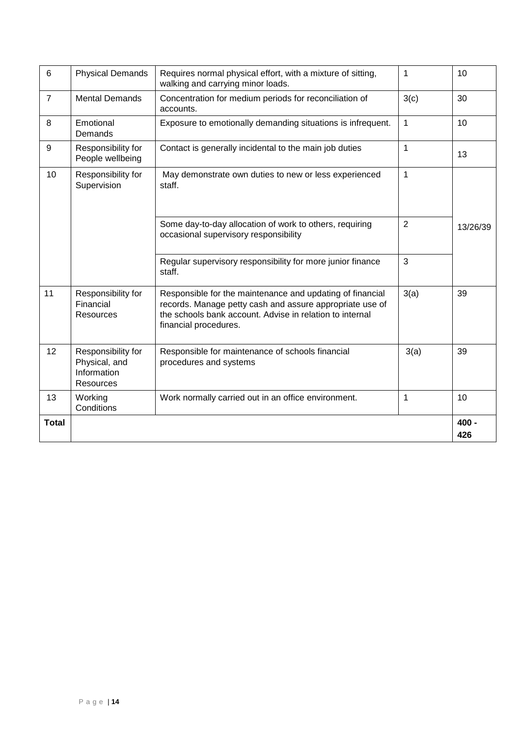| 6 | Physical Demands | Requires normal physical effort, with a mixture of sitting, walking and carrying minor loads. | 1 | 10 |
|---|---|---|---|---|
| 7 | Mental Demands | Concentration for medium periods for reconciliation of accounts. | 3(c) | 30 |
| 8 | Emotional Demands | Exposure to emotionally demanding situations is infrequent. | 1 | 10 |
| 9 | Responsibility for People wellbeing | Contact is generally incidental to the main job duties | 1 | 13 |
| 10 | Responsibility for Supervision | May demonstrate own duties to new or less experienced staff. | 1 | 13/26/39 |
| | | Some day-to-day allocation of work to others, requiring occasional supervisory responsibility | 2 | |
| | | Regular supervisory responsibility for more junior finance staff. | 3 | |
| 11 | Responsibility for Financial Resources | Responsible for the maintenance and updating of financial records. Manage petty cash and assure appropriate use of the schools bank account. Advise in relation to internal financial procedures. | 3(a) | 39 |
| 12 | Responsibility for Physical, and Information Resources | Responsible for maintenance of schools financial procedures and systems | 3(a) | 39 |
| 13 | Working Conditions | Work normally carried out in an office environment. | 1 | 10 |
| **Total** | | | | **400 - 426** |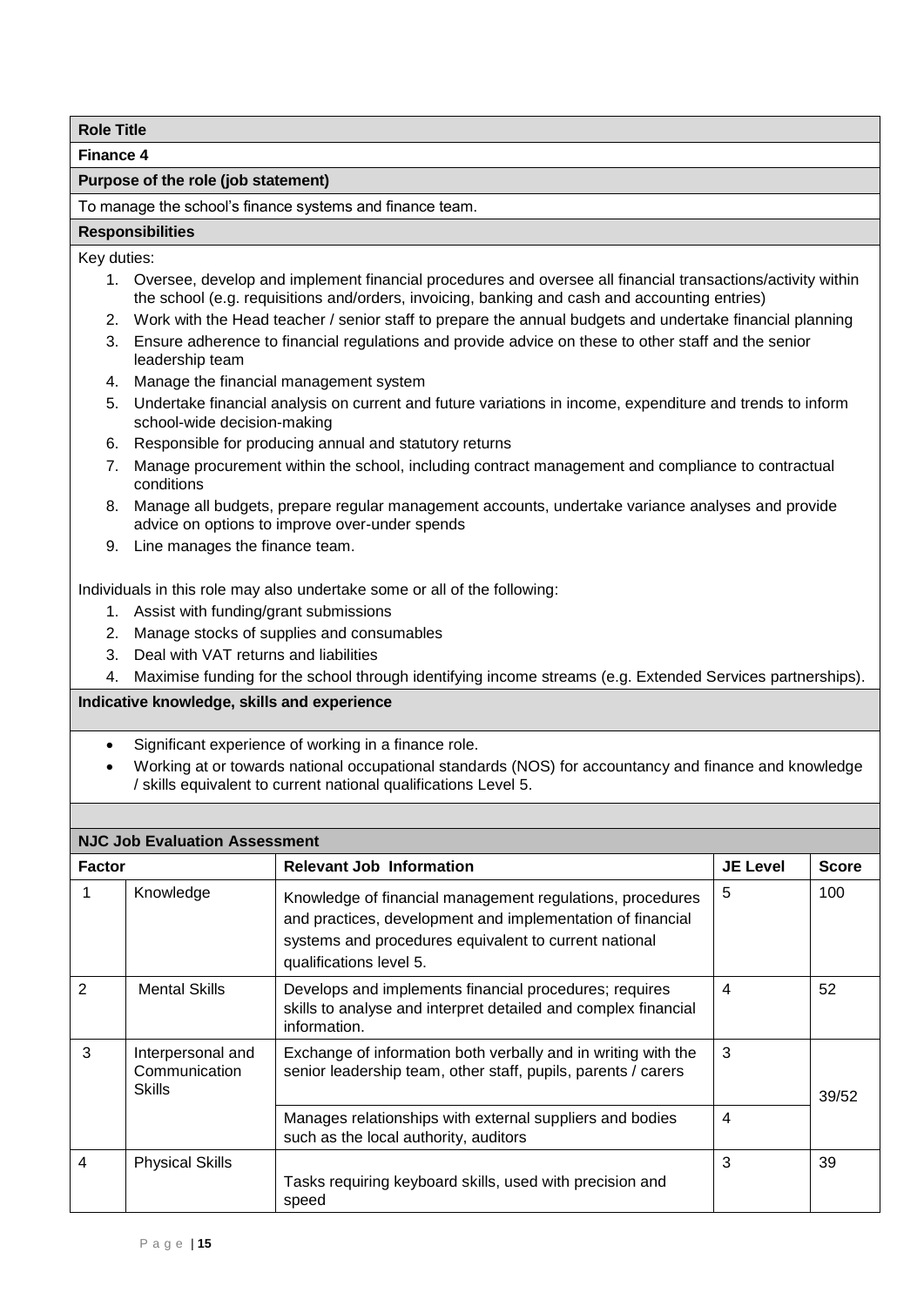**Role Title**

**Finance 4**

**Purpose of the role (job statement)**

To manage the school's finance systems and finance team.

**Responsibilities**

Key duties:

1. Oversee, develop and implement financial procedures and oversee all financial transactions/activity within the school (e.g. requisitions and/orders, invoicing, banking and cash and accounting entries)
2. Work with the Head teacher / senior staff to prepare the annual budgets and undertake financial planning
3. Ensure adherence to financial regulations and provide advice on these to other staff and the senior leadership team
4. Manage the financial management system
5. Undertake financial analysis on current and future variations in income, expenditure and trends to inform school-wide decision-making
6. Responsible for producing annual and statutory returns
7. Manage procurement within the school, including contract management and compliance to contractual conditions
8. Manage all budgets, prepare regular management accounts, undertake variance analyses and provide advice on options to improve over-under spends
9. Line manages the finance team.

Individuals in this role may also undertake some or all of the following:

1. Assist with funding/grant submissions
2. Manage stocks of supplies and consumables
3. Deal with VAT returns and liabilities
4. Maximise funding for the school through identifying income streams (e.g. Extended Services partnerships).

**Indicative knowledge, skills and experience**

- Significant experience of working in a finance role.
- Working at or towards national occupational standards (NOS) for accountancy and finance and knowledge / skills equivalent to current national qualifications Level 5.

**NJC Job Evaluation Assessment**

| Factor | | Relevant Job Information | JE Level | Score |
|---|---|---|---|---|
| 1 | Knowledge | Knowledge of financial management regulations, procedures and practices, development and implementation of financial systems and procedures equivalent to current national qualifications level 5. | 5 | 100 |
| 2 | Mental Skills | Develops and implements financial procedures; requires skills to analyse and interpret detailed and complex financial information. | 4 | 52 |
| 3 | Interpersonal and Communication Skills | Exchange of information both verbally and in writing with the senior leadership team, other staff, pupils, parents / carers | 3 | 39/52 |
| | | Manages relationships with external suppliers and bodies such as the local authority, auditors | 4 | |
| 4 | Physical Skills | Tasks requiring keyboard skills, used with precision and speed | 3 | 39 |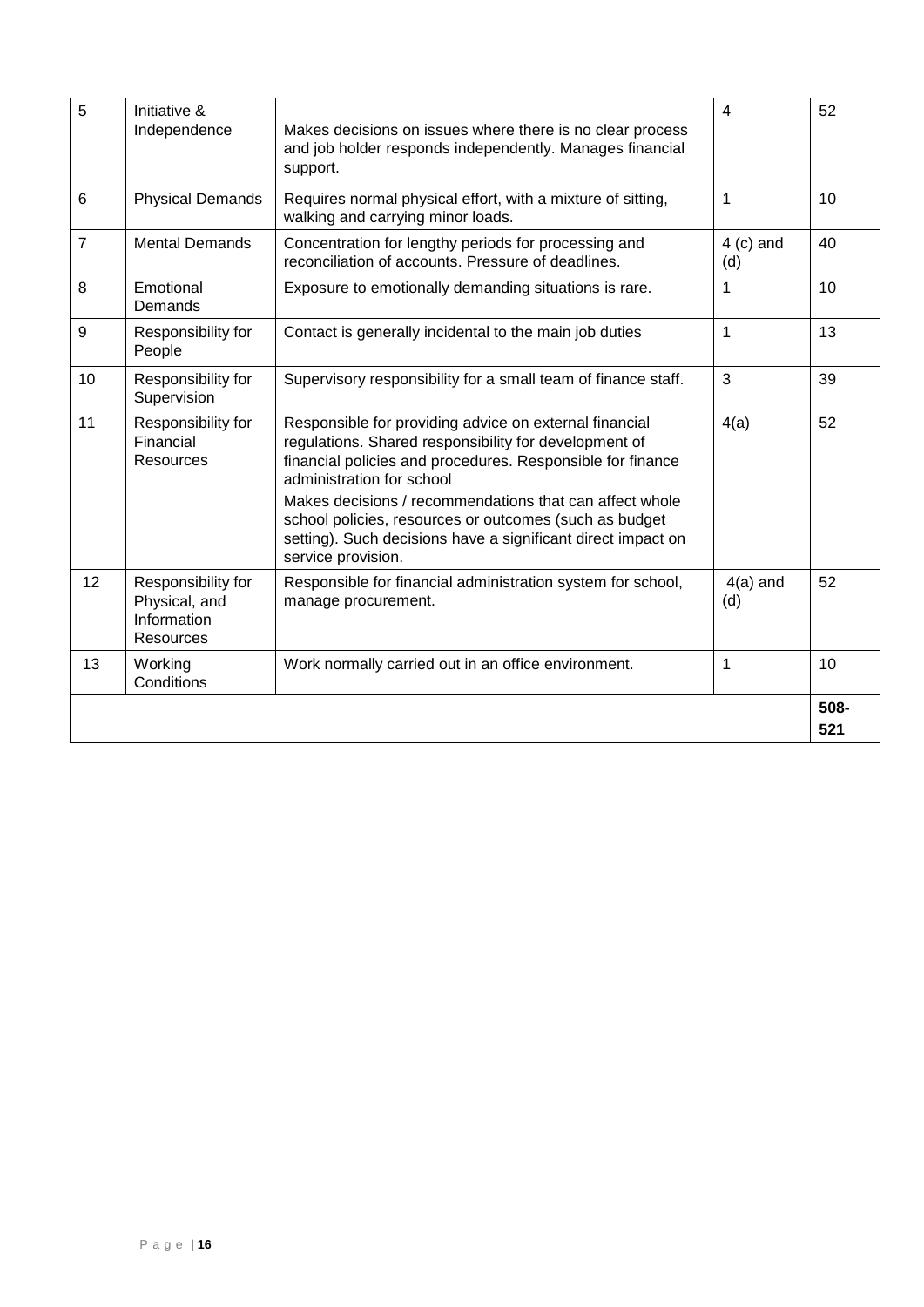| 5 | Initiative & Independence | Makes decisions on issues where there is no clear process and job holder responds independently. Manages financial support. | 4 | 52 |
|---|---|---|---|---|
| 6 | Physical Demands | Requires normal physical effort, with a mixture of sitting, walking and carrying minor loads. | 1 | 10 |
| 7 | Mental Demands | Concentration for lengthy periods for processing and reconciliation of accounts. Pressure of deadlines. | 4 (c) and (d) | 40 |
| 8 | Emotional Demands | Exposure to emotionally demanding situations is rare. | 1 | 10 |
| 9 | Responsibility for People | Contact is generally incidental to the main job duties | 1 | 13 |
| 10 | Responsibility for Supervision | Supervisory responsibility for a small team of finance staff. | 3 | 39 |
| 11 | Responsibility for Financial Resources | Responsible for providing advice on external financial regulations. Shared responsibility for development of financial policies and procedures. Responsible for finance administration for school<br>Makes decisions / recommendations that can affect whole school policies, resources or outcomes (such as budget setting). Such decisions have a significant direct impact on service provision. | 4(a) | 52 |
| 12 | Responsibility for Physical, and Information Resources | Responsible for financial administration system for school, manage procurement. | 4(a) and (d) | 52 |
| 13 | Working Conditions | Work normally carried out in an office environment. | 1 | 10 |
| | | | | **508-521** |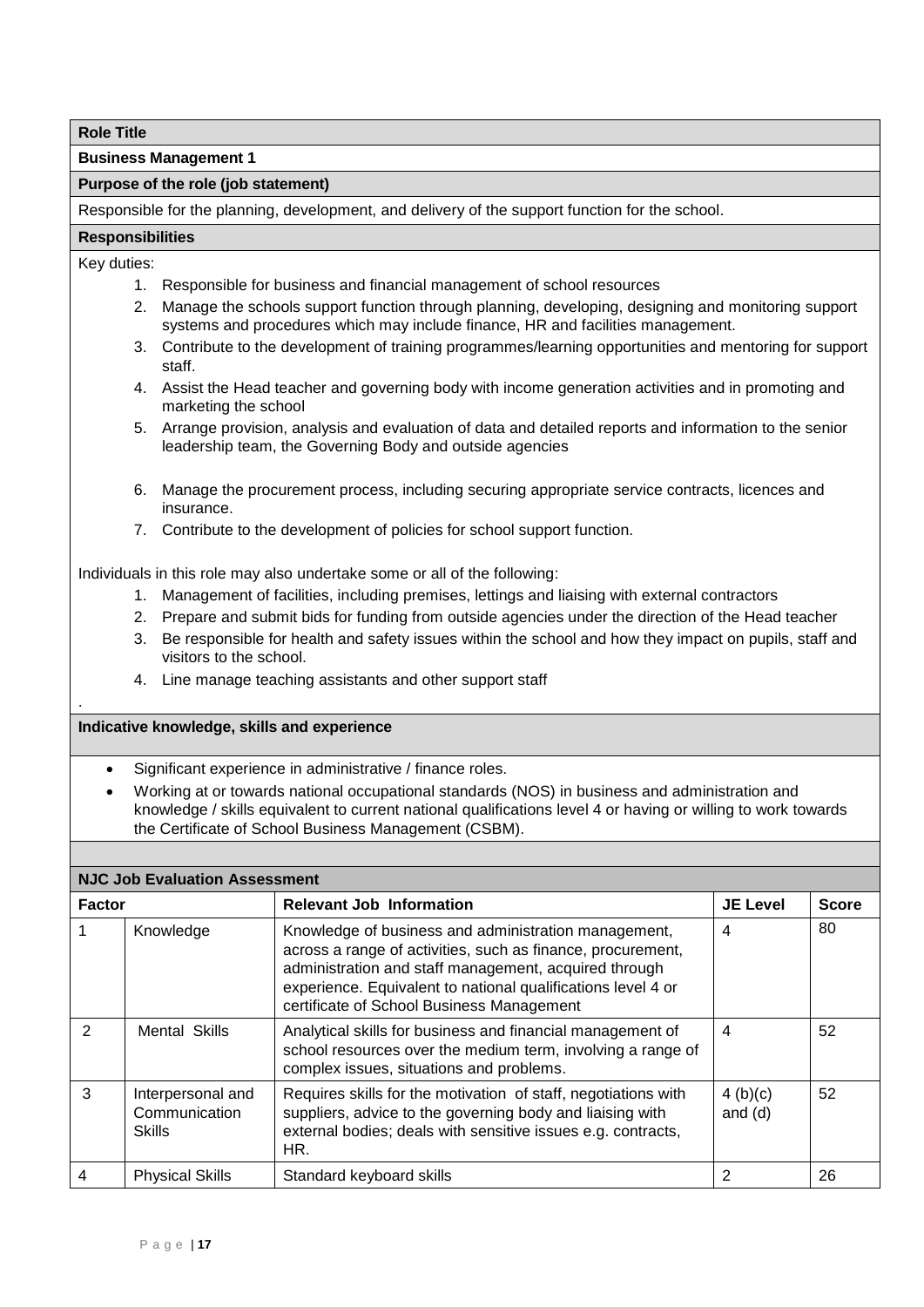**Role Title**

**Business Management 1**

**Purpose of the role (job statement)**

Responsible for the planning, development, and delivery of the support function for the school.

**Responsibilities**

Key duties:

1. Responsible for business and financial management of school resources
2. Manage the schools support function through planning, developing, designing and monitoring support systems and procedures which may include finance, HR and facilities management.
3. Contribute to the development of training programmes/learning opportunities and mentoring for support staff.
4. Assist the Head teacher and governing body with income generation activities and in promoting and marketing the school
5. Arrange provision, analysis and evaluation of data and detailed reports and information to the senior leadership team, the Governing Body and outside agencies
6. Manage the procurement process, including securing appropriate service contracts, licences and insurance.
7. Contribute to the development of policies for school support function.

Individuals in this role may also undertake some or all of the following:

1. Management of facilities, including premises, lettings and liaising with external contractors
2. Prepare and submit bids for funding from outside agencies under the direction of the Head teacher
3. Be responsible for health and safety issues within the school and how they impact on pupils, staff and visitors to the school.
4. Line manage teaching assistants and other support staff

.

**Indicative knowledge, skills and experience**

- Significant experience in administrative / finance roles.
- Working at or towards national occupational standards (NOS) in business and administration and knowledge / skills equivalent to current national qualifications level 4 or having or willing to work towards the Certificate of School Business Management (CSBM).

**NJC Job Evaluation Assessment**

| Factor | | Relevant Job Information | JE Level | Score |
|---|---|---|---|---|
| 1 | Knowledge | Knowledge of business and administration management, across a range of activities, such as finance, procurement, administration and staff management, acquired through experience. Equivalent to national qualifications level 4 or certificate of School Business Management | 4 | 80 |
| 2 | Mental Skills | Analytical skills for business and financial management of school resources over the medium term, involving a range of complex issues, situations and problems. | 4 | 52 |
| 3 | Interpersonal and Communication Skills | Requires skills for the motivation of staff, negotiations with suppliers, advice to the governing body and liaising with external bodies; deals with sensitive issues e.g. contracts, HR. | 4 (b)(c) and (d) | 52 |
| 4 | Physical Skills | Standard keyboard skills | 2 | 26 |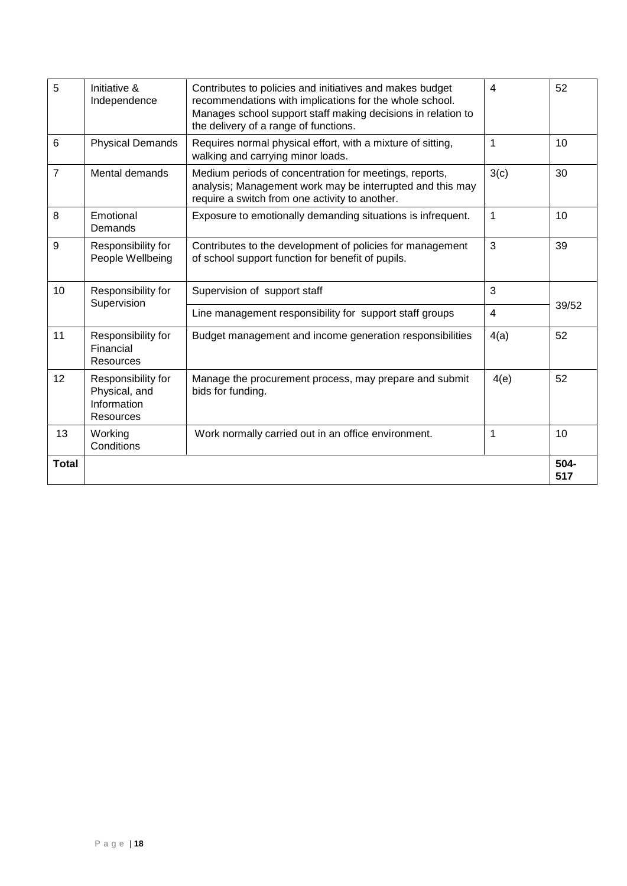| 5 | Initiative & Independence | Contributes to policies and initiatives and makes budget recommendations with implications for the whole school. Manages school support staff making decisions in relation to the delivery of a range of functions. | 4 | 52 |
|---|---|---|---|---|
| 6 | Physical Demands | Requires normal physical effort, with a mixture of sitting, walking and carrying minor loads. | 1 | 10 |
| 7 | Mental demands | Medium periods of concentration for meetings, reports, analysis; Management work may be interrupted and this may require a switch from one activity to another. | 3(c) | 30 |
| 8 | Emotional Demands | Exposure to emotionally demanding situations is infrequent. | 1 | 10 |
| 9 | Responsibility for People Wellbeing | Contributes to the development of policies for management of school support function for benefit of pupils. | 3 | 39 |
| 10 | Responsibility for Supervision | Supervision of support staff | 3 | 39/52 |
| | | Line management responsibility for support staff groups | 4 | |
| 11 | Responsibility for Financial Resources | Budget management and income generation responsibilities | 4(a) | 52 |
| 12 | Responsibility for Physical, and Information Resources | Manage the procurement process, may prepare and submit bids for funding. | 4(e) | 52 |
| 13 | Working Conditions | Work normally carried out in an office environment. | 1 | 10 |
| **Total** | | | | **504-517** |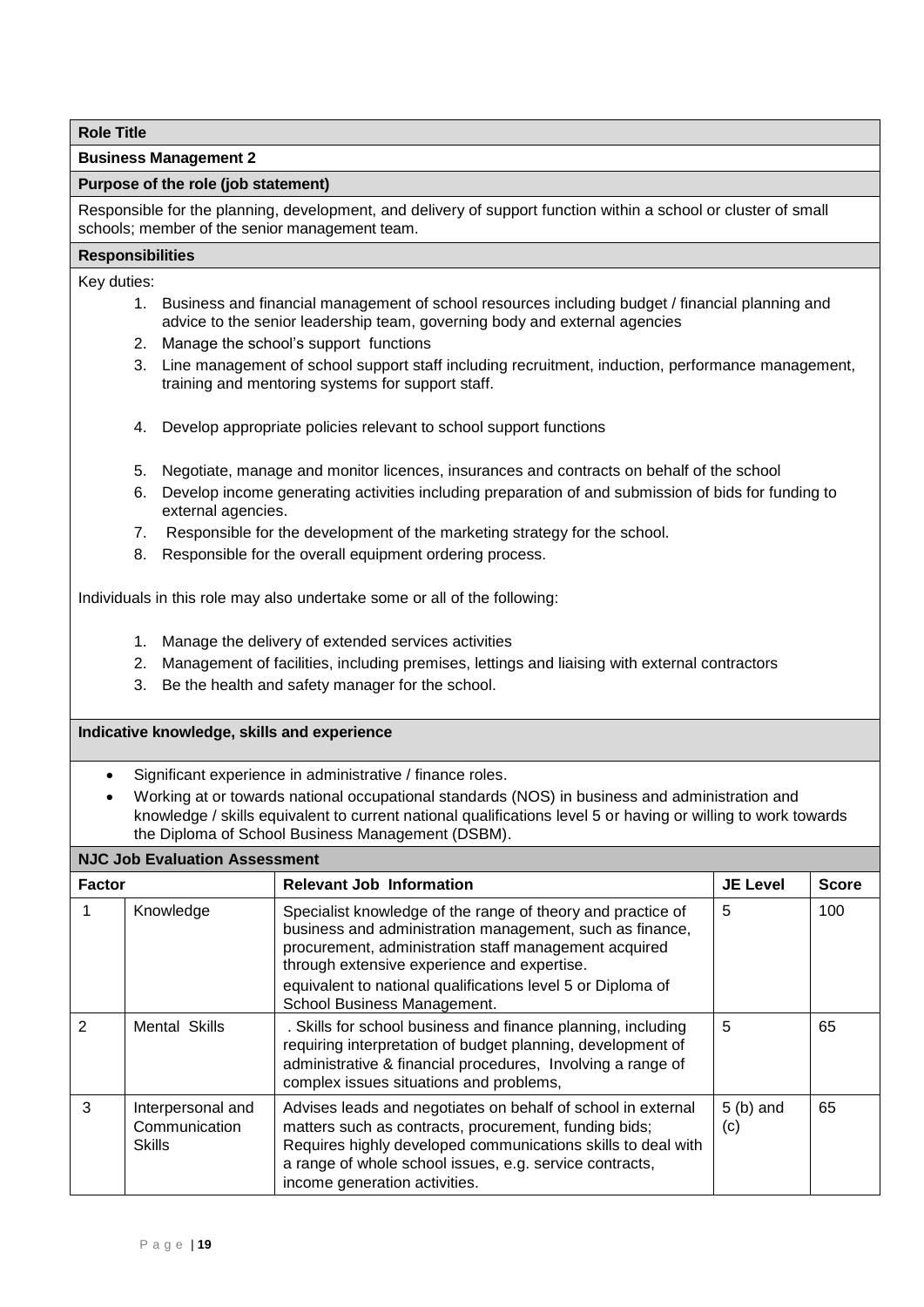**Role Title**

**Business Management 2**

**Purpose of the role (job statement)**

Responsible for the planning, development, and delivery of support function within a school or cluster of small schools; member of the senior management team.

**Responsibilities**

Key duties:

1. Business and financial management of school resources including budget / financial planning and advice to the senior leadership team, governing body and external agencies
2. Manage the school's support functions
3. Line management of school support staff including recruitment, induction, performance management, training and mentoring systems for support staff.
4. Develop appropriate policies relevant to school support functions
5. Negotiate, manage and monitor licences, insurances and contracts on behalf of the school
6. Develop income generating activities including preparation of and submission of bids for funding to external agencies.
7. Responsible for the development of the marketing strategy for the school.
8. Responsible for the overall equipment ordering process.

Individuals in this role may also undertake some or all of the following:

1. Manage the delivery of extended services activities
2. Management of facilities, including premises, lettings and liaising with external contractors
3. Be the health and safety manager for the school.

**Indicative knowledge, skills and experience**

- Significant experience in administrative / finance roles.
- Working at or towards national occupational standards (NOS) in business and administration and knowledge / skills equivalent to current national qualifications level 5 or having or willing to work towards the Diploma of School Business Management (DSBM).

**NJC Job Evaluation Assessment**

| Factor | | Relevant Job Information | JE Level | Score |
|---|---|---|---|---|
| 1 | Knowledge | Specialist knowledge of the range of theory and practice of business and administration management, such as finance, procurement, administration staff management acquired through extensive experience and expertise. equivalent to national qualifications level 5 or Diploma of School Business Management. | 5 | 100 |
| 2 | Mental Skills | . Skills for school business and finance planning, including requiring interpretation of budget planning, development of administrative & financial procedures, Involving a range of complex issues situations and problems, | 5 | 65 |
| 3 | Interpersonal and Communication Skills | Advises leads and negotiates on behalf of school in external matters such as contracts, procurement, funding bids; Requires highly developed communications skills to deal with a range of whole school issues, e.g. service contracts, income generation activities. | 5 (b) and (c) | 65 |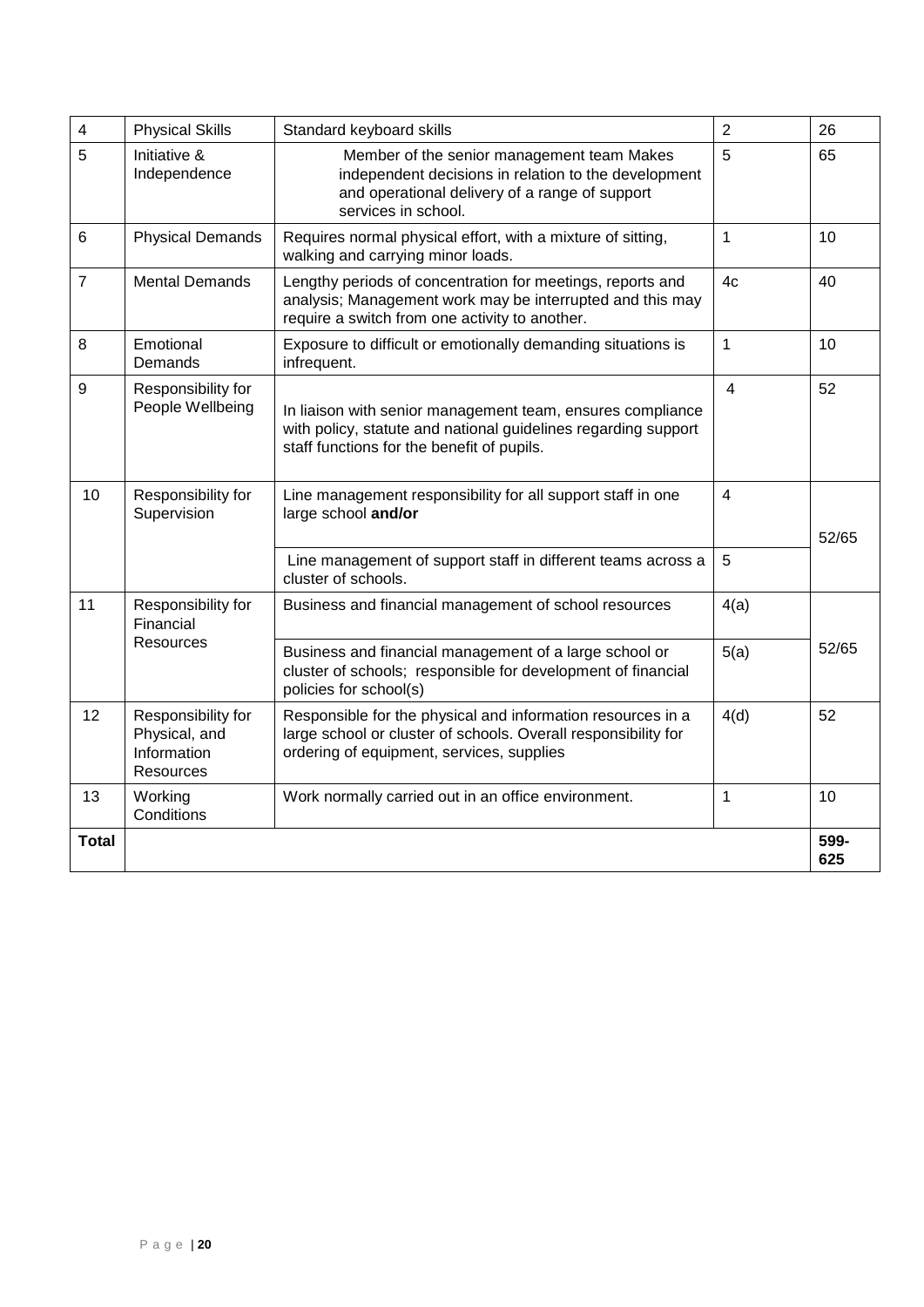| 4 | Physical Skills | Standard keyboard skills | 2 | 26 |
|---|---|---|---|---|
| 5 | Initiative & Independence | Member of the senior management team Makes independent decisions in relation to the development and operational delivery of a range of support services in school. | 5 | 65 |
| 6 | Physical Demands | Requires normal physical effort, with a mixture of sitting, walking and carrying minor loads. | 1 | 10 |
| 7 | Mental Demands | Lengthy periods of concentration for meetings, reports and analysis; Management work may be interrupted and this may require a switch from one activity to another. | 4c | 40 |
| 8 | Emotional Demands | Exposure to difficult or emotionally demanding situations is infrequent. | 1 | 10 |
| 9 | Responsibility for People Wellbeing | In liaison with senior management team, ensures compliance with policy, statute and national guidelines regarding support staff functions for the benefit of pupils. | 4 | 52 |
| 10 | Responsibility for Supervision | Line management responsibility for all support staff in one large school **and/or** | 4 | 52/65 |
| | | Line management of support staff in different teams across a cluster of schools. | 5 | |
| 11 | Responsibility for Financial Resources | Business and financial management of school resources | 4(a) | 52/65 |
| | | Business and financial management of a large school or cluster of schools; responsible for development of financial policies for school(s) | 5(a) | |
| 12 | Responsibility for Physical, and Information Resources | Responsible for the physical and information resources in a large school or cluster of schools. Overall responsibility for ordering of equipment, services, supplies | 4(d) | 52 |
| 13 | Working Conditions | Work normally carried out in an office environment. | 1 | 10 |
| **Total** | | | | **599-625** |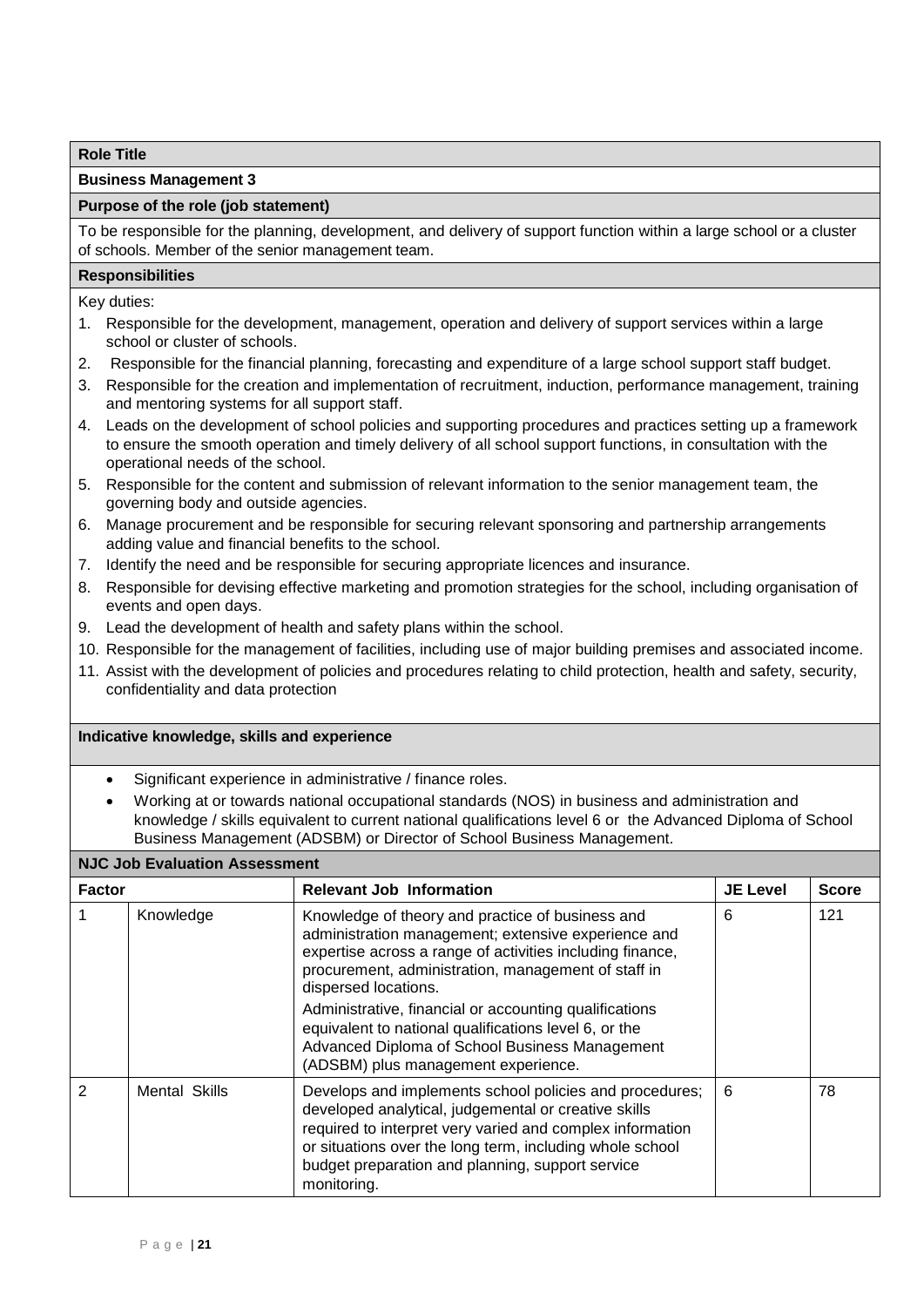**Role Title**

**Business Management 3**

**Purpose of the role (job statement)**

To be responsible for the planning, development, and delivery of support function within a large school or a cluster of schools. Member of the senior management team.

**Responsibilities**

Key duties:

1. Responsible for the development, management, operation and delivery of support services within a large school or cluster of schools.
2. Responsible for the financial planning, forecasting and expenditure of a large school support staff budget.
3. Responsible for the creation and implementation of recruitment, induction, performance management, training and mentoring systems for all support staff.
4. Leads on the development of school policies and supporting procedures and practices setting up a framework to ensure the smooth operation and timely delivery of all school support functions, in consultation with the operational needs of the school.
5. Responsible for the content and submission of relevant information to the senior management team, the governing body and outside agencies.
6. Manage procurement and be responsible for securing relevant sponsoring and partnership arrangements adding value and financial benefits to the school.
7. Identify the need and be responsible for securing appropriate licences and insurance.
8. Responsible for devising effective marketing and promotion strategies for the school, including organisation of events and open days.
9. Lead the development of health and safety plans within the school.
10. Responsible for the management of facilities, including use of major building premises and associated income.
11. Assist with the development of policies and procedures relating to child protection, health and safety, security, confidentiality and data protection

**Indicative knowledge, skills and experience**

- Significant experience in administrative / finance roles.
- Working at or towards national occupational standards (NOS) in business and administration and knowledge / skills equivalent to current national qualifications level 6 or the Advanced Diploma of School Business Management (ADSBM) or Director of School Business Management.

**NJC Job Evaluation Assessment**

| Factor | | Relevant Job Information | JE Level | Score |
|---|---|---|---|---|
| 1 | Knowledge | Knowledge of theory and practice of business and administration management; extensive experience and expertise across a range of activities including finance, procurement, administration, management of staff in dispersed locations.<br><br>Administrative, financial or accounting qualifications equivalent to national qualifications level 6, or the Advanced Diploma of School Business Management (ADSBM) plus management experience. | 6 | 121 |
| 2 | Mental Skills | Develops and implements school policies and procedures; developed analytical, judgemental or creative skills required to interpret very varied and complex information or situations over the long term, including whole school budget preparation and planning, support service monitoring. | 6 | 78 |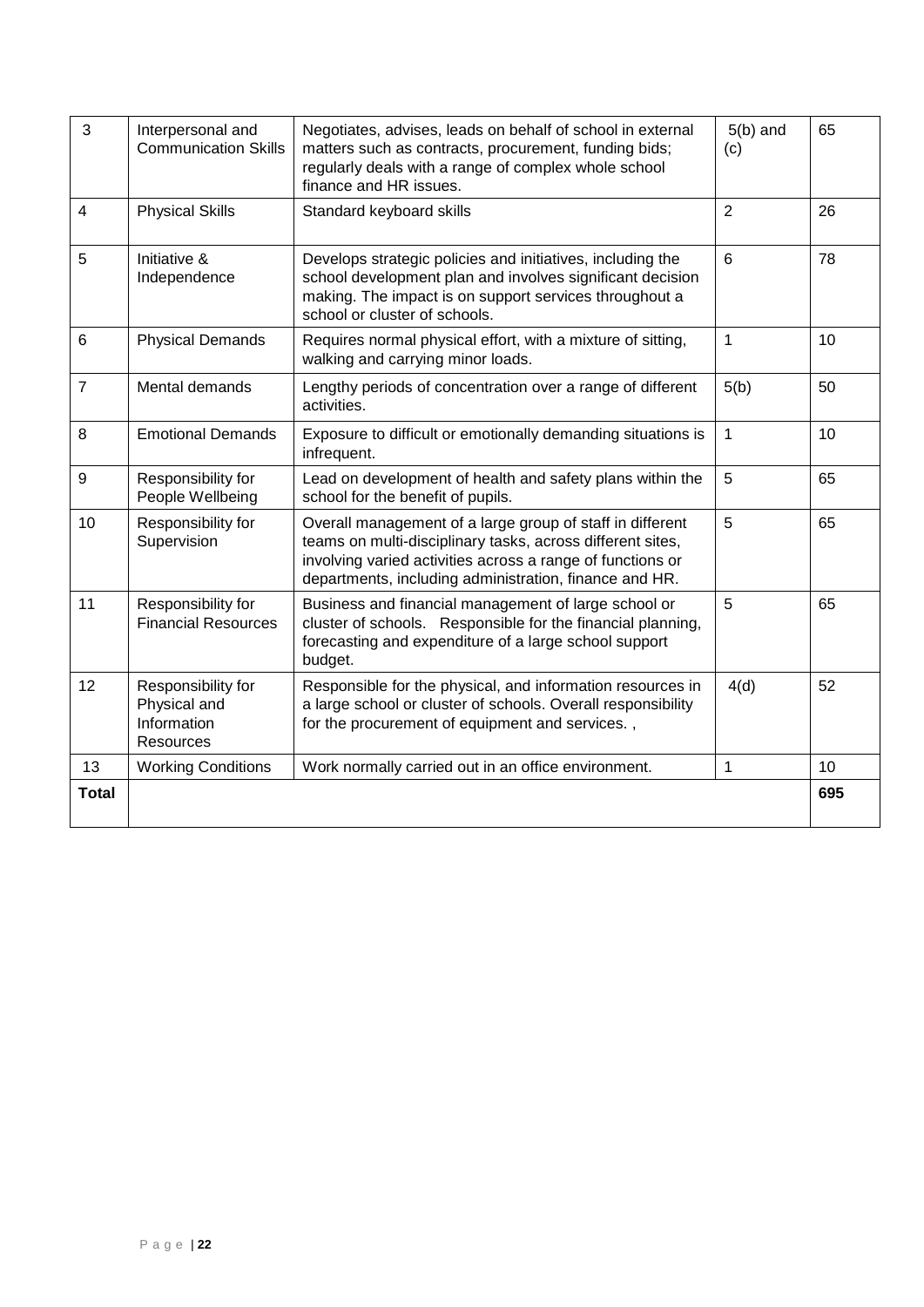| 3 | Interpersonal and Communication Skills | Negotiates, advises, leads on behalf of school in external matters such as contracts, procurement, funding bids; regularly deals with a range of complex whole school finance and HR issues. | 5(b) and (c) | 65 |
|---|---|---|---|---|
| 4 | Physical Skills | Standard keyboard skills | 2 | 26 |
| 5 | Initiative & Independence | Develops strategic policies and initiatives, including the school development plan and involves significant decision making. The impact is on support services throughout a school or cluster of schools. | 6 | 78 |
| 6 | Physical Demands | Requires normal physical effort, with a mixture of sitting, walking and carrying minor loads. | 1 | 10 |
| 7 | Mental demands | Lengthy periods of concentration over a range of different activities. | 5(b) | 50 |
| 8 | Emotional Demands | Exposure to difficult or emotionally demanding situations is infrequent. | 1 | 10 |
| 9 | Responsibility for People Wellbeing | Lead on development of health and safety plans within the school for the benefit of pupils. | 5 | 65 |
| 10 | Responsibility for Supervision | Overall management of a large group of staff in different teams on multi-disciplinary tasks, across different sites, involving varied activities across a range of functions or departments, including administration, finance and HR. | 5 | 65 |
| 11 | Responsibility for Financial Resources | Business and financial management of large school or cluster of schools. Responsible for the financial planning, forecasting and expenditure of a large school support budget. | 5 | 65 |
| 12 | Responsibility for Physical and Information Resources | Responsible for the physical, and information resources in a large school or cluster of schools. Overall responsibility for the procurement of equipment and services. , | 4(d) | 52 |
| 13 | Working Conditions | Work normally carried out in an office environment. | 1 | 10 |
| **Total** | | | | **695** |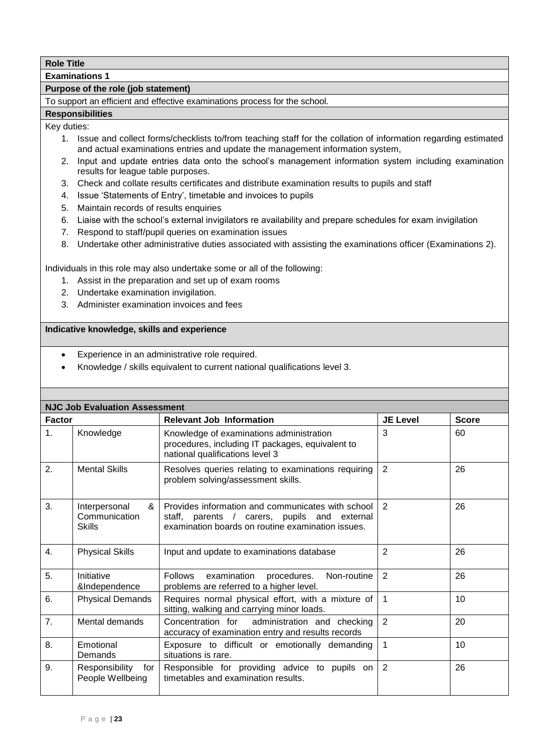**Role Title**

**Examinations 1**

**Purpose of the role (job statement)**

To support an efficient and effective examinations process for the school.

**Responsibilities**

Key duties:

1. Issue and collect forms/checklists to/from teaching staff for the collation of information regarding estimated and actual examinations entries and update the management information system,
2. Input and update entries data onto the school's management information system including examination results for league table purposes.
3. Check and collate results certificates and distribute examination results to pupils and staff
4. Issue 'Statements of Entry', timetable and invoices to pupils
5. Maintain records of results enquiries
6. Liaise with the school's external invigilators re availability and prepare schedules for exam invigilation
7. Respond to staff/pupil queries on examination issues
8. Undertake other administrative duties associated with assisting the examinations officer (Examinations 2).

Individuals in this role may also undertake some or all of the following:

1. Assist in the preparation and set up of exam rooms
2. Undertake examination invigilation.
3. Administer examination invoices and fees

**Indicative knowledge, skills and experience**

- Experience in an administrative role required.
- Knowledge / skills equivalent to current national qualifications level 3.

**NJC Job Evaluation Assessment**

| Factor | | Relevant Job Information | JE Level | Score |
|---|---|---|---|---|
| 1. | Knowledge | Knowledge of examinations administration procedures, including IT packages, equivalent to national qualifications level 3 | 3 | 60 |
| 2. | Mental Skills | Resolves queries relating to examinations requiring problem solving/assessment skills. | 2 | 26 |
| 3. | Interpersonal & Communication Skills | Provides information and communicates with school staff, parents / carers, pupils and external examination boards on routine examination issues. | 2 | 26 |
| 4. | Physical Skills | Input and update to examinations database | 2 | 26 |
| 5. | Initiative &Independence | Follows examination procedures. Non-routine problems are referred to a higher level. | 2 | 26 |
| 6. | Physical Demands | Requires normal physical effort, with a mixture of sitting, walking and carrying minor loads. | 1 | 10 |
| 7. | Mental demands | Concentration for administration and checking accuracy of examination entry and results records | 2 | 20 |
| 8. | Emotional Demands | Exposure to difficult or emotionally demanding situations is rare. | 1 | 10 |
| 9. | Responsibility for People Wellbeing | Responsible for providing advice to pupils on timetables and examination results. | 2 | 26 |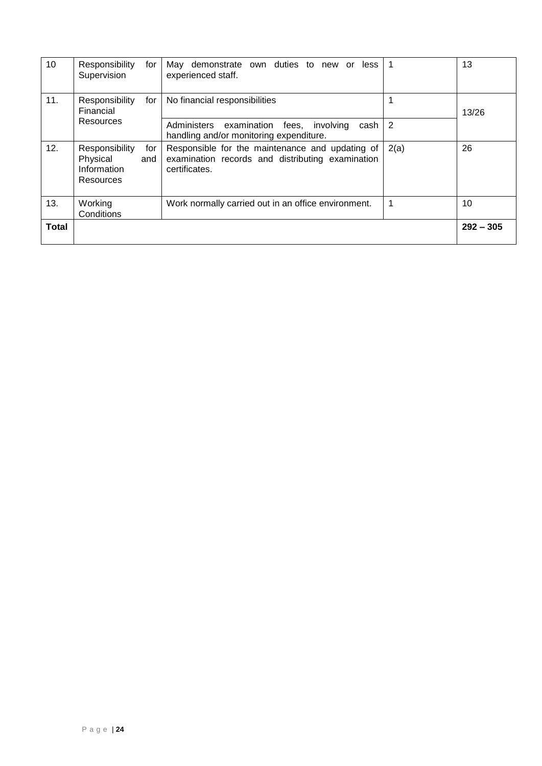| 10 | Responsibility for Supervision | May demonstrate own duties to new or less experienced staff. | 1 | 13 |
|---|---|---|---|---|
| 11. | Responsibility for Financial Resources | No financial responsibilities | 1 | 13/26 |
| | | Administers examination fees, involving cash handling and/or monitoring expenditure. | 2 | |
| 12. | Responsibility for Physical and Information Resources | Responsible for the maintenance and updating of examination records and distributing examination certificates. | 2(a) | 26 |
| 13. | Working Conditions | Work normally carried out in an office environment. | 1 | 10 |
| **Total** | | | | **292 – 305** |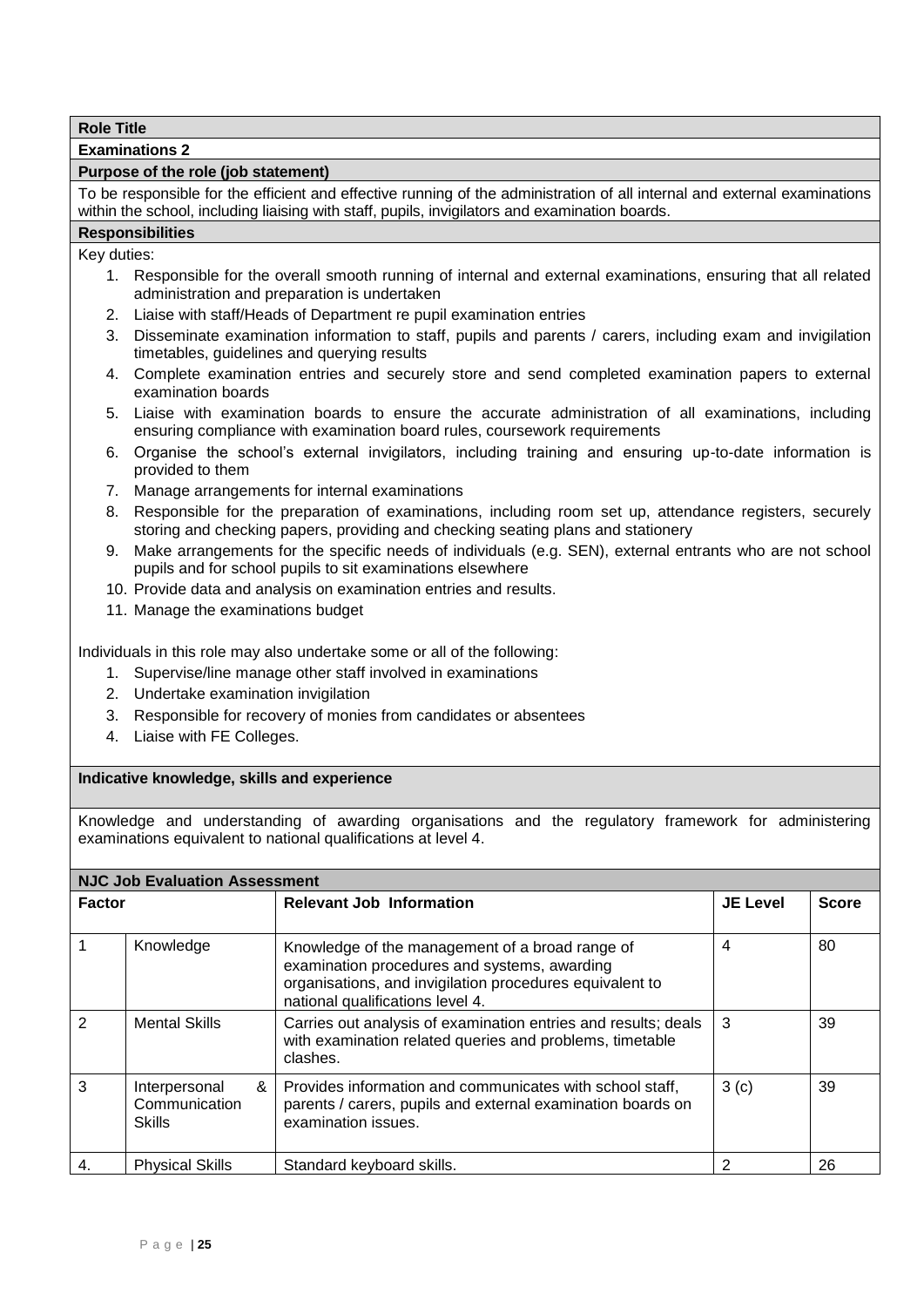**Role Title**

**Examinations 2**

**Purpose of the role (job statement)**

To be responsible for the efficient and effective running of the administration of all internal and external examinations within the school, including liaising with staff, pupils, invigilators and examination boards.

**Responsibilities**

Key duties:

1. Responsible for the overall smooth running of internal and external examinations, ensuring that all related administration and preparation is undertaken
2. Liaise with staff/Heads of Department re pupil examination entries
3. Disseminate examination information to staff, pupils and parents / carers, including exam and invigilation timetables, guidelines and querying results
4. Complete examination entries and securely store and send completed examination papers to external examination boards
5. Liaise with examination boards to ensure the accurate administration of all examinations, including ensuring compliance with examination board rules, coursework requirements
6. Organise the school's external invigilators, including training and ensuring up-to-date information is provided to them
7. Manage arrangements for internal examinations
8. Responsible for the preparation of examinations, including room set up, attendance registers, securely storing and checking papers, providing and checking seating plans and stationery
9. Make arrangements for the specific needs of individuals (e.g. SEN), external entrants who are not school pupils and for school pupils to sit examinations elsewhere
10. Provide data and analysis on examination entries and results.
11. Manage the examinations budget

Individuals in this role may also undertake some or all of the following:

1. Supervise/line manage other staff involved in examinations
2. Undertake examination invigilation
3. Responsible for recovery of monies from candidates or absentees
4. Liaise with FE Colleges.

**Indicative knowledge, skills and experience**

Knowledge and understanding of awarding organisations and the regulatory framework for administering examinations equivalent to national qualifications at level 4.

**NJC Job Evaluation Assessment**

| Factor | | Relevant Job Information | JE Level | Score |
|---|---|---|---|---|
| 1 | Knowledge | Knowledge of the management of a broad range of examination procedures and systems, awarding organisations, and invigilation procedures equivalent to national qualifications level 4. | 4 | 80 |
| 2 | Mental Skills | Carries out analysis of examination entries and results; deals with examination related queries and problems, timetable clashes. | 3 | 39 |
| 3 | Interpersonal & Communication Skills | Provides information and communicates with school staff, parents / carers, pupils and external examination boards on examination issues. | 3 (c) | 39 |
| 4. | Physical Skills | Standard keyboard skills. | 2 | 26 |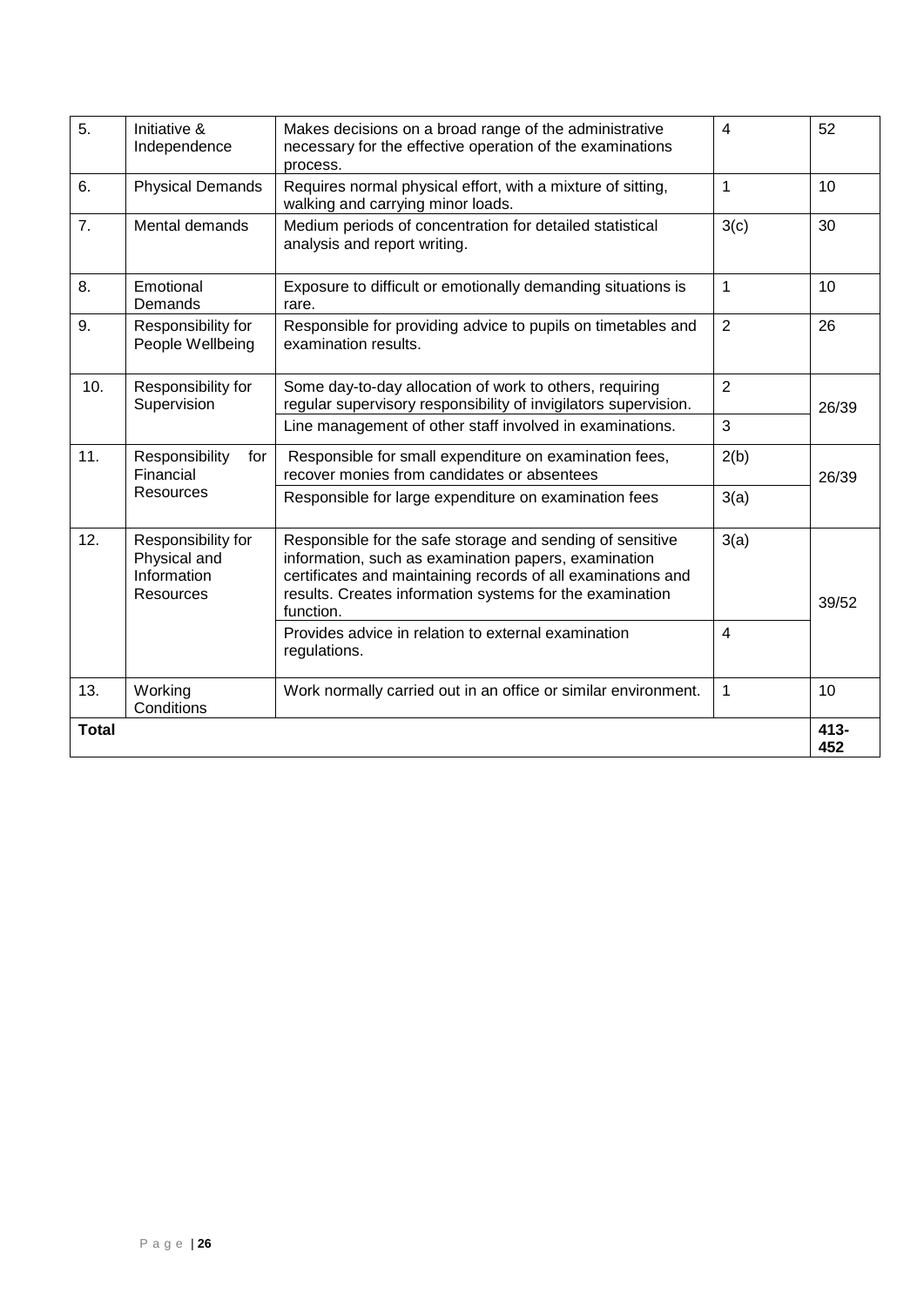| 5. | Initiative & Independence | Makes decisions on a broad range of the administrative necessary for the effective operation of the examinations process. | 4 | 52 |
|---|---|---|---|---|
| 6. | Physical Demands | Requires normal physical effort, with a mixture of sitting, walking and carrying minor loads. | 1 | 10 |
| 7. | Mental demands | Medium periods of concentration for detailed statistical analysis and report writing. | 3(c) | 30 |
| 8. | Emotional Demands | Exposure to difficult or emotionally demanding situations is rare. | 1 | 10 |
| 9. | Responsibility for People Wellbeing | Responsible for providing advice to pupils on timetables and examination results. | 2 | 26 |
| 10. | Responsibility for Supervision | Some day-to-day allocation of work to others, requiring regular supervisory responsibility of invigilators supervision. | 2 | 26/39 |
| | | Line management of other staff involved in examinations. | 3 | |
| 11. | Responsibility for Financial Resources | Responsible for small expenditure on examination fees, recover monies from candidates or absentees | 2(b) | 26/39 |
| | | Responsible for large expenditure on examination fees | 3(a) | |
| 12. | Responsibility for Physical and Information Resources | Responsible for the safe storage and sending of sensitive information, such as examination papers, examination certificates and maintaining records of all examinations and results. Creates information systems for the examination function. | 3(a) | 39/52 |
| | | Provides advice in relation to external examination regulations. | 4 | |
| 13. | Working Conditions | Work normally carried out in an office or similar environment. | 1 | 10 |
| **Total** | | | | **413-452** |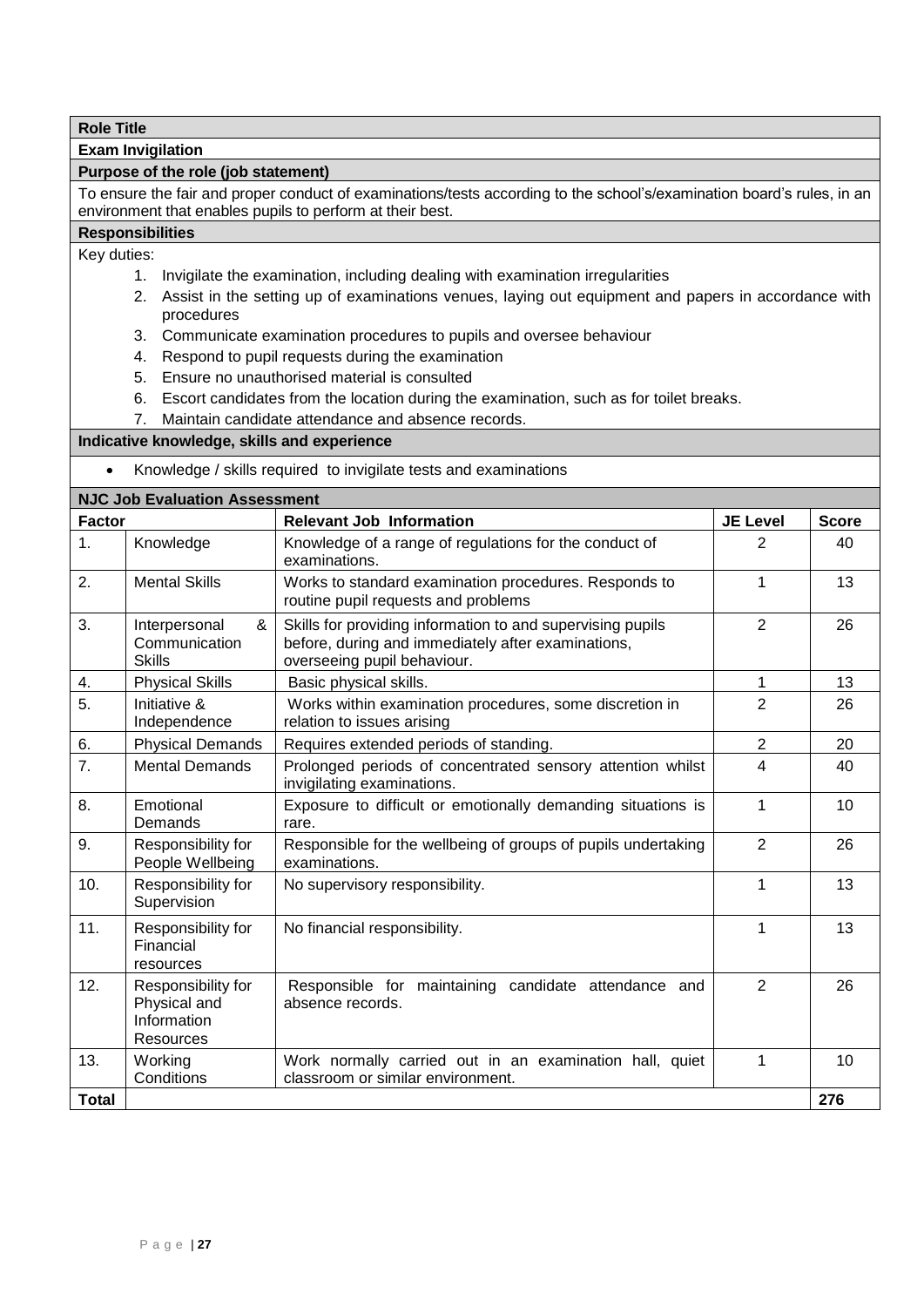**Role Title**

**Exam Invigilation**

**Purpose of the role (job statement)**

To ensure the fair and proper conduct of examinations/tests according to the school's/examination board's rules, in an environment that enables pupils to perform at their best.

**Responsibilities**

Key duties:

1. Invigilate the examination, including dealing with examination irregularities
2. Assist in the setting up of examinations venues, laying out equipment and papers in accordance with procedures
3. Communicate examination procedures to pupils and oversee behaviour
4. Respond to pupil requests during the examination
5. Ensure no unauthorised material is consulted
6. Escort candidates from the location during the examination, such as for toilet breaks.
7. Maintain candidate attendance and absence records.

**Indicative knowledge, skills and experience**

- Knowledge / skills required to invigilate tests and examinations

**NJC Job Evaluation Assessment**

| **Factor** | | **Relevant Job Information** | **JE Level** | **Score** |
|---|---|---|---|---|
| 1. | Knowledge | Knowledge of a range of regulations for the conduct of examinations. | 2 | 40 |
| 2. | Mental Skills | Works to standard examination procedures. Responds to routine pupil requests and problems | 1 | 13 |
| 3. | Interpersonal & Communication Skills | Skills for providing information to and supervising pupils before, during and immediately after examinations, overseeing pupil behaviour. | 2 | 26 |
| 4. | Physical Skills | Basic physical skills. | 1 | 13 |
| 5. | Initiative & Independence | Works within examination procedures, some discretion in relation to issues arising | 2 | 26 |
| 6. | Physical Demands | Requires extended periods of standing. | 2 | 20 |
| 7. | Mental Demands | Prolonged periods of concentrated sensory attention whilst invigilating examinations. | 4 | 40 |
| 8. | Emotional Demands | Exposure to difficult or emotionally demanding situations is rare. | 1 | 10 |
| 9. | Responsibility for People Wellbeing | Responsible for the wellbeing of groups of pupils undertaking examinations. | 2 | 26 |
| 10. | Responsibility for Supervision | No supervisory responsibility. | 1 | 13 |
| 11. | Responsibility for Financial resources | No financial responsibility. | 1 | 13 |
| 12. | Responsibility for Physical and Information Resources | Responsible for maintaining candidate attendance and absence records. | 2 | 26 |
| 13. | Working Conditions | Work normally carried out in an examination hall, quiet classroom or similar environment. | 1 | 10 |
| **Total** | | | | **276** |